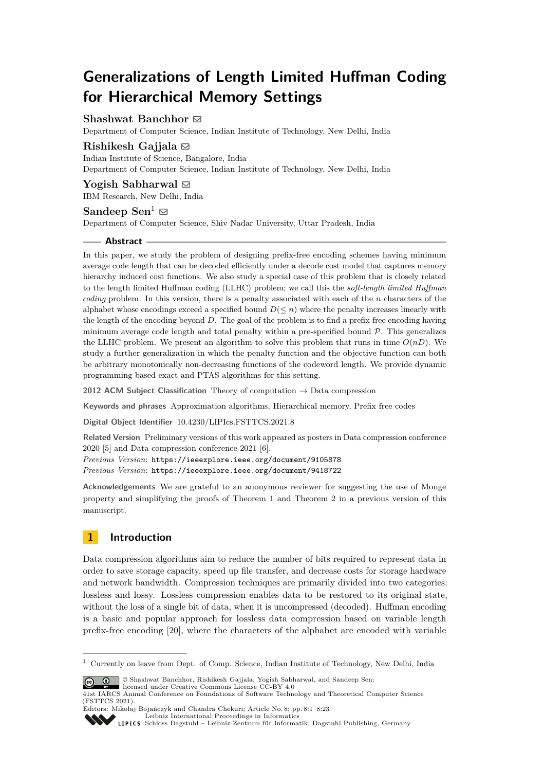# Generalizations of Length Limited Huffman Coding for Hierarchical Memory Settings

**Shashwat Banchhor** ✉

Department of Computer Science, Indian Institute of Technology, New Delhi, India

**Rishikesh Gajjala** ✉

Indian Institute of Science, Bangalore, India

Department of Computer Science, Indian Institute of Technology, New Delhi, India

**Yogish Sabharwal** ✉

IBM Research, New Delhi, India

**Sandeep Sen**[1] ✉

Department of Computer Science, Shiv Nadar University, Uttar Pradesh, India

## Abstract

In this paper, we study the problem of designing prefix-free encoding schemes having minimum average code length that can be decoded efficiently under a decode cost model that captures memory hierarchy induced cost functions. We also study a special case of this problem that is closely related to the length limited Huffman coding (LLHC) problem; we call this the *soft-length limited Huffman coding* problem. In this version, there is a penalty associated with each of the $n$ characters of the alphabet whose encodings exceed a specified bound $D(\leq n)$ where the penalty increases linearly with the length of the encoding beyond $D$. The goal of the problem is to find a prefix-free encoding having minimum average code length and total penalty within a pre-specified bound $\mathcal{P}$. This generalizes the LLHC problem. We present an algorithm to solve this problem that runs in time $O(nD)$. We study a further generalization in which the penalty function and the objective function can both be arbitrary monotonically non-decreasing functions of the codeword length. We provide dynamic programming based exact and PTAS algorithms for this setting.

**2012 ACM Subject Classification** Theory of computation → Data compression

**Keywords and phrases** Approximation algorithms, Hierarchical memory, Prefix free codes

**Digital Object Identifier** 10.4230/LIPIcs.FSTTCS.2021.8

**Related Version** Preliminary versions of this work appeared as posters in Data compression conference 2020 [5] and Data compression conference 2021 [6].

*Previous Version*: https://ieeexplore.ieee.org/document/9105878

*Previous Version*: https://ieeexplore.ieee.org/document/9418722

**Acknowledgements** We are grateful to an anonymous reviewer for suggesting the use of Monge property and simplifying the proofs of Theorem 1 and Theorem 2 in a previous version of this manuscript.

## 1 Introduction

Data compression algorithms aim to reduce the number of bits required to represent data in order to save storage capacity, speed up file transfer, and decrease costs for storage hardware and network bandwidth. Compression techniques are primarily divided into two categories: lossless and lossy. Lossless compression enables data to be restored to its original state, without the loss of a single bit of data, when it is uncompressed (decoded). Huffman encoding is a basic and popular approach for lossless data compression based on variable length prefix-free encoding [20], where the characters of the alphabet are encoded with variable

---

[1] Currently on leave from Dept. of Comp. Science, Indian Institute of Technology, New Delhi, India

© Shashwat Banchhor, Rishikesh Gajjala, Yogish Sabharwal, and Sandeep Sen; licensed under Creative Commons License CC-BY 4.0

41st IARCS Annual Conference on Foundations of Software Technology and Theoretical Computer Science (FSTTCS 2021).

Editors: Mikołaj Bojańczyk and Chandra Chekuri; Article No. 8; pp. 8:1–8:23

Leibniz International Proceedings in Informatics

Schloss Dagstuhl – Leibniz-Zentrum für Informatik, Dagstuhl Publishing, Germany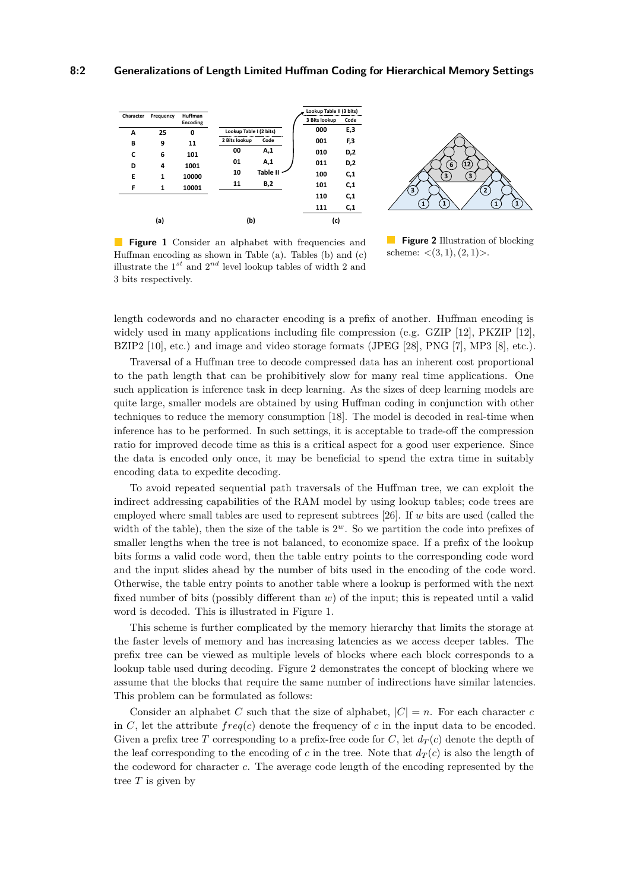| Character | Frequency | Huffman Encoding |
|---|---|---|
| A | 25 | 0 |
| B | 9 | 11 |
| C | 6 | 101 |
| D | 4 | 1001 |
| E | 1 | 10000 |
| F | 1 | 10001 |

(a)

| Lookup Table I (2 bits) | |
|---|---|
| 2 Bits lookup | Code |
| 00 | A,1 |
| 01 | A,1 |
| 10 | Table II |
| 11 | B,2 |

(b)

| Lookup Table II (3 bits) | |
|---|---|
| 3 Bits lookup | Code |
| 000 | E,3 |
| 001 | F,3 |
| 010 | D,2 |
| 011 | D,2 |
| 100 | C,1 |
| 101 | C,1 |
| 110 | C,1 |
| 111 | C,1 |

(c)

**Figure 1** Consider an alphabet with frequencies and Huffman encoding as shown in Table (a). Tables (b) and (c) illustrate the $1^{st}$ and $2^{nd}$ level lookup tables of width 2 and 3 bits respectively.

**Figure 2** Illustration of blocking scheme: $<(3,1),(2,1)>$.

length codewords and no character encoding is a prefix of another. Huffman encoding is widely used in many applications including file compression (e.g. GZIP [12], PKZIP [12], BZIP2 [10], etc.) and image and video storage formats (JPEG [28], PNG [7], MP3 [8], etc.).

Traversal of a Huffman tree to decode compressed data has an inherent cost proportional to the path length that can be prohibitively slow for many real time applications. One such application is inference task in deep learning. As the sizes of deep learning models are quite large, smaller models are obtained by using Huffman coding in conjunction with other techniques to reduce the memory consumption [18]. The model is decoded in real-time when inference has to be performed. In such settings, it is acceptable to trade-off the compression ratio for improved decode time as this is a critical aspect for a good user experience. Since the data is encoded only once, it may be beneficial to spend the extra time in suitably encoding data to expedite decoding.

To avoid repeated sequential path traversals of the Huffman tree, we can exploit the indirect addressing capabilities of the RAM model by using lookup tables; code trees are employed where small tables are used to represent subtrees [26]. If $w$ bits are used (called the width of the table), then the size of the table is $2^w$. So we partition the code into prefixes of smaller lengths when the tree is not balanced, to economize space. If a prefix of the lookup bits forms a valid code word, then the table entry points to the corresponding code word and the input slides ahead by the number of bits used in the encoding of the code word. Otherwise, the table entry points to another table where a lookup is performed with the next fixed number of bits (possibly different than $w$) of the input; this is repeated until a valid word is decoded. This is illustrated in Figure 1.

This scheme is further complicated by the memory hierarchy that limits the storage at the faster levels of memory and has increasing latencies as we access deeper tables. The prefix tree can be viewed as multiple levels of blocks where each block corresponds to a lookup table used during decoding. Figure 2 demonstrates the concept of blocking where we assume that the blocks that require the same number of indirections have similar latencies. This problem can be formulated as follows:

Consider an alphabet $C$ such that the size of alphabet, $|C| = n$. For each character $c$ in $C$, let the attribute $freq(c)$ denote the frequency of $c$ in the input data to be encoded. Given a prefix tree $T$ corresponding to a prefix-free code for $C$, let $d_T(c)$ denote the depth of the leaf corresponding to the encoding of $c$ in the tree. Note that $d_T(c)$ is also the length of the codeword for character $c$. The average code length of the encoding represented by the tree $T$ is given by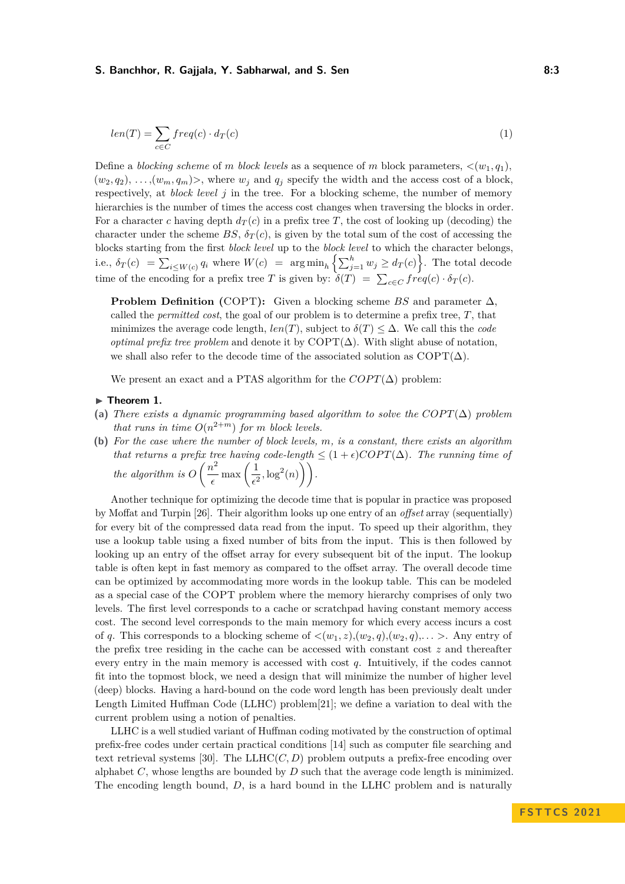$$len(T) = \sum_{c \in C} freq(c) \cdot d_T(c) \tag{1}$$

Define a *blocking scheme* of $m$ *block levels* as a sequence of $m$ block parameters, $<(w_1, q_1), (w_2, q_2), \ldots, (w_m, q_m)>$, where $w_j$ and $q_j$ specify the width and the access cost of a block, respectively, at *block level* $j$ in the tree. For a blocking scheme, the number of memory hierarchies is the number of times the access cost changes when traversing the blocks in order. For a character $c$ having depth $d_T(c)$ in a prefix tree $T$, the cost of looking up (decoding) the character under the scheme $BS$, $\delta_T(c)$, is given by the total sum of the cost of accessing the blocks starting from the first *block level* up to the *block level* to which the character belongs, i.e., $\delta_T(c) = \sum_{i \leq W(c)} q_i$ where $W(c) = \arg\min_h \left\{ \sum_{j=1}^{h} w_j \geq d_T(c) \right\}$. The total decode time of the encoding for a prefix tree $T$ is given by: $\delta(T) = \sum_{c \in C} freq(c) \cdot \delta_T(c)$.

**Problem Definition (COPT):** Given a blocking scheme $BS$ and parameter $\Delta$, called the *permitted cost*, the goal of our problem is to determine a prefix tree, $T$, that minimizes the average code length, $len(T)$, subject to $\delta(T) \leq \Delta$. We call this the *code optimal prefix tree problem* and denote it by COPT($\Delta$). With slight abuse of notation, we shall also refer to the decode time of the associated solution as COPT($\Delta$).

We present an exact and a PTAS algorithm for the $COPT(\Delta)$ problem:

**▶ Theorem 1.**

**(a)** *There exists a dynamic programming based algorithm to solve the $COPT(\Delta)$ problem that runs in time $O(n^{2+m})$ for $m$ block levels.*

**(b)** *For the case where the number of block levels, $m$, is a constant, there exists an algorithm that returns a prefix tree having code-length $\leq (1+\epsilon)COPT(\Delta)$. The running time of the algorithm is $O\left(\frac{n^2}{\epsilon} \max\left(\frac{1}{\epsilon^2}, \log^2(n)\right)\right)$.*

Another technique for optimizing the decode time that is popular in practice was proposed by Moffat and Turpin [26]. Their algorithm looks up one entry of an *offset* array (sequentially) for every bit of the compressed data read from the input. To speed up their algorithm, they use a lookup table using a fixed number of bits from the input. This is then followed by looking up an entry of the offset array for every subsequent bit of the input. The lookup table is often kept in fast memory as compared to the offset array. The overall decode time can be optimized by accommodating more entries in the lookup table. This can be modeled as a special case of the COPT problem where the memory hierarchy comprises of only two levels. The first level corresponds to a cache or scratchpad having constant memory access cost. The second level corresponds to the main memory for which every access incurs a cost of $q$. This corresponds to a blocking scheme of $<(w_1, z), (w_2, q), (w_2, q), \ldots>$. Any entry of the prefix tree residing in the cache can be accessed with constant cost $z$ and thereafter every entry in the main memory is accessed with cost $q$. Intuitively, if the codes cannot fit into the topmost block, we need a design that will minimize the number of higher level (deep) blocks. Having a hard-bound on the code word length has been previously dealt under Length Limited Huffman Code (LLHC) problem[21]; we define a variation to deal with the current problem using a notion of penalties.

LLHC is a well studied variant of Huffman coding motivated by the construction of optimal prefix-free codes under certain practical conditions [14] such as computer file searching and text retrieval systems [30]. The LLHC($C, D$) problem outputs a prefix-free encoding over alphabet $C$, whose lengths are bounded by $D$ such that the average code length is minimized. The encoding length bound, $D$, is a hard bound in the LLHC problem and is naturally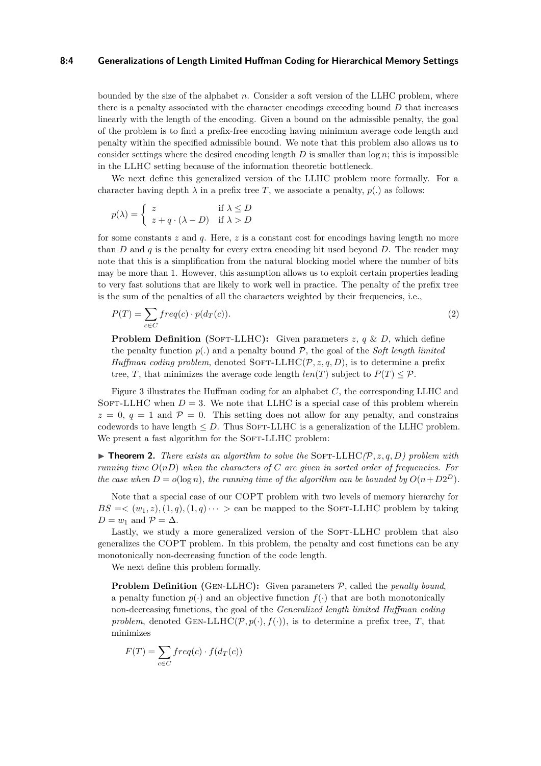bounded by the size of the alphabet $n$. Consider a soft version of the LLHC problem, where there is a penalty associated with the character encodings exceeding bound $D$ that increases linearly with the length of the encoding. Given a bound on the admissible penalty, the goal of the problem is to find a prefix-free encoding having minimum average code length and penalty within the specified admissible bound. We note that this problem also allows us to consider settings where the desired encoding length $D$ is smaller than $\log n$; this is impossible in the LLHC setting because of the information theoretic bottleneck.

We next define this generalized version of the LLHC problem more formally. For a character having depth $\lambda$ in a prefix tree $T$, we associate a penalty, $p(.)$ as follows:

$$p(\lambda) = \begin{cases} z & \text{if } \lambda \leq D \\ z + q \cdot (\lambda - D) & \text{if } \lambda > D \end{cases}$$

for some constants $z$ and $q$. Here, $z$ is a constant cost for encodings having length no more than $D$ and $q$ is the penalty for every extra encoding bit used beyond $D$. The reader may note that this is a simplification from the natural blocking model where the number of bits may be more than 1. However, this assumption allows us to exploit certain properties leading to very fast solutions that are likely to work well in practice. The penalty of the prefix tree is the sum of the penalties of all the characters weighted by their frequencies, i.e.,

$$P(T) = \sum_{c \in C} freq(c) \cdot p(d_T(c)). \tag{2}$$

**Problem Definition** (SOFT-LLHC)**:** Given parameters $z$, $q$ & $D$, which define the penalty function $p(.)$ and a penalty bound $\mathcal{P}$, the goal of the *Soft length limited Huffman coding problem*, denoted SOFT-LLHC$(\mathcal{P}, z, q, D)$, is to determine a prefix tree, $T$, that minimizes the average code length $len(T)$ subject to $P(T) \leq \mathcal{P}$.

Figure 3 illustrates the Huffman coding for an alphabet $C$, the corresponding LLHC and SOFT-LLHC when $D = 3$. We note that LLHC is a special case of this problem wherein $z = 0$, $q = 1$ and $\mathcal{P} = 0$. This setting does not allow for any penalty, and constrains codewords to have length $\leq D$. Thus SOFT-LLHC is a generalization of the LLHC problem. We present a fast algorithm for the SOFT-LLHC problem:

▶ **Theorem 2.** *There exists an algorithm to solve the* SOFT-LLHC*$(\mathcal{P}, z, q, D)$ problem with running time $O(nD)$ when the characters of $C$ are given in sorted order of frequencies. For the case when $D = o(\log n)$, the running time of the algorithm can be bounded by $O(n + D2^D)$.*

Note that a special case of our COPT problem with two levels of memory hierarchy for $BS =< (w_1, z), (1, q), (1, q) \cdots >$ can be mapped to the SOFT-LLHC problem by taking $D = w_1$ and $\mathcal{P} = \Delta$.

Lastly, we study a more generalized version of the SOFT-LLHC problem that also generalizes the COPT problem. In this problem, the penalty and cost functions can be any monotonically non-decreasing function of the code length.

We next define this problem formally.

**Problem Definition** (GEN-LLHC)**:** Given parameters $\mathcal{P}$, called the *penalty bound*, a penalty function $p(\cdot)$ and an objective function $f(\cdot)$ that are both monotonically non-decreasing functions, the goal of the *Generalized length limited Huffman coding problem*, denoted GEN-LLHC$(\mathcal{P}, p(\cdot), f(\cdot))$, is to determine a prefix tree, $T$, that minimizes

$$F(T) = \sum_{c \in C} freq(c) \cdot f(d_T(c))$$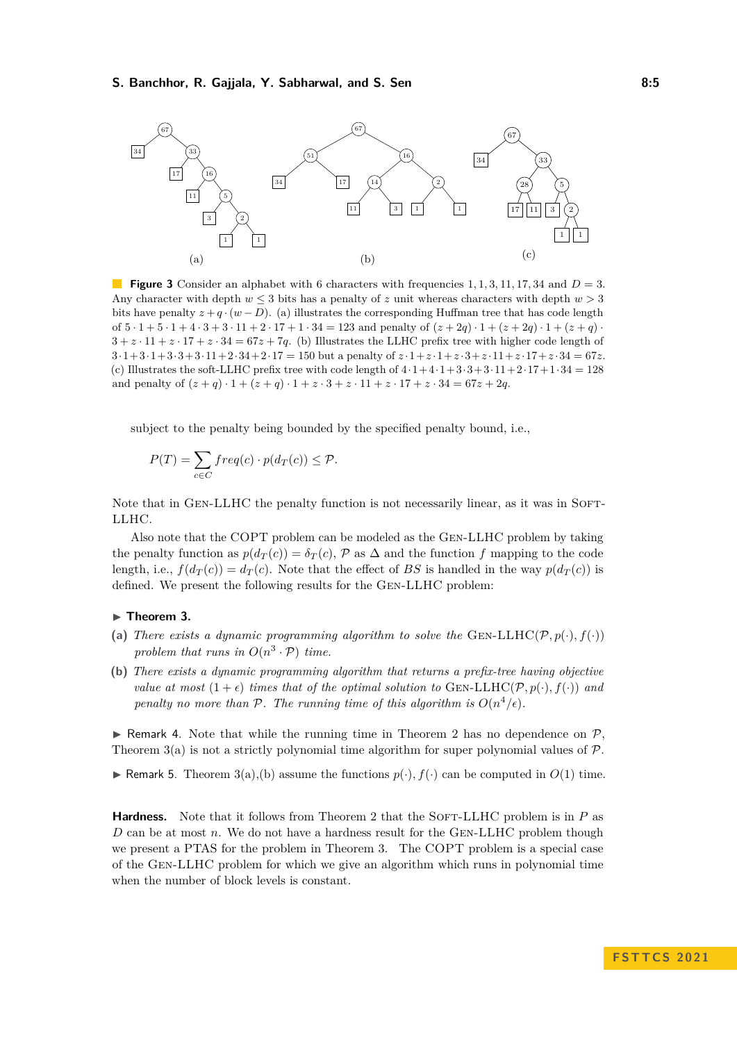**Figure 3** Consider an alphabet with 6 characters with frequencies $1, 1, 3, 11, 17, 34$ and $D = 3$. Any character with depth $w \leq 3$ bits has a penalty of $z$ unit whereas characters with depth $w > 3$ bits have penalty $z + q \cdot (w - D)$. (a) illustrates the corresponding Huffman tree that has code length of $5 \cdot 1 + 5 \cdot 1 + 4 \cdot 3 + 3 \cdot 11 + 2 \cdot 17 + 1 \cdot 34 = 123$ and penalty of $(z + 2q) \cdot 1 + (z + 2q) \cdot 1 + (z + q) \cdot 3 + z \cdot 11 + z \cdot 17 + z \cdot 34 = 67z + 7q$. (b) Illustrates the LLHC prefix tree with higher code length of $3 \cdot 1 + 3 \cdot 1 + 3 \cdot 3 + 3 \cdot 11 + 2 \cdot 34 + 2 \cdot 17 = 150$ but a penalty of $z \cdot 1 + z \cdot 1 + z \cdot 3 + z \cdot 11 + z \cdot 17 + z \cdot 34 = 67z$. (c) Illustrates the soft-LLHC prefix tree with code length of $4 \cdot 1 + 4 \cdot 1 + 3 \cdot 3 + 3 \cdot 11 + 2 \cdot 17 + 1 \cdot 34 = 128$ and penalty of $(z + q) \cdot 1 + (z + q) \cdot 1 + z \cdot 3 + z \cdot 11 + z \cdot 17 + z \cdot 34 = 67z + 2q$.

subject to the penalty being bounded by the specified penalty bound, i.e.,

$$P(T) = \sum_{c \in C} freq(c) \cdot p(d_T(c)) \leq \mathcal{P}.$$

Note that in Gen-LLHC the penalty function is not necessarily linear, as it was in Soft-LLHC.

Also note that the COPT problem can be modeled as the Gen-LLHC problem by taking the penalty function as $p(d_T(c)) = \delta_T(c)$, $\mathcal{P}$ as $\Delta$ and the function $f$ mapping to the code length, i.e., $f(d_T(c)) = d_T(c)$. Note that the effect of $BS$ is handled in the way $p(d_T(c))$ is defined. We present the following results for the Gen-LLHC problem:

**Theorem 3.**

**(a)** *There exists a dynamic programming algorithm to solve the* Gen-LLHC$(\mathcal{P}, p(\cdot), f(\cdot))$ *problem that runs in* $O(n^3 \cdot \mathcal{P})$ *time.*

**(b)** *There exists a dynamic programming algorithm that returns a prefix-tree having objective value at most* $(1 + \epsilon)$ *times that of the optimal solution to* Gen-LLHC$(\mathcal{P}, p(\cdot), f(\cdot))$ *and penalty no more than* $\mathcal{P}$*. The running time of this algorithm is* $O(n^4/\epsilon)$*.*

▶ Remark 4. Note that while the running time in Theorem 2 has no dependence on $\mathcal{P}$, Theorem 3(a) is not a strictly polynomial time algorithm for super polynomial values of $\mathcal{P}$.

▶ Remark 5. Theorem 3(a),(b) assume the functions $p(\cdot), f(\cdot)$ can be computed in $O(1)$ time.

**Hardness.** Note that it follows from Theorem 2 that the Soft-LLHC problem is in $P$ as $D$ can be at most $n$. We do not have a hardness result for the Gen-LLHC problem though we present a PTAS for the problem in Theorem 3. The COPT problem is a special case of the Gen-LLHC problem for which we give an algorithm which runs in polynomial time when the number of block levels is constant.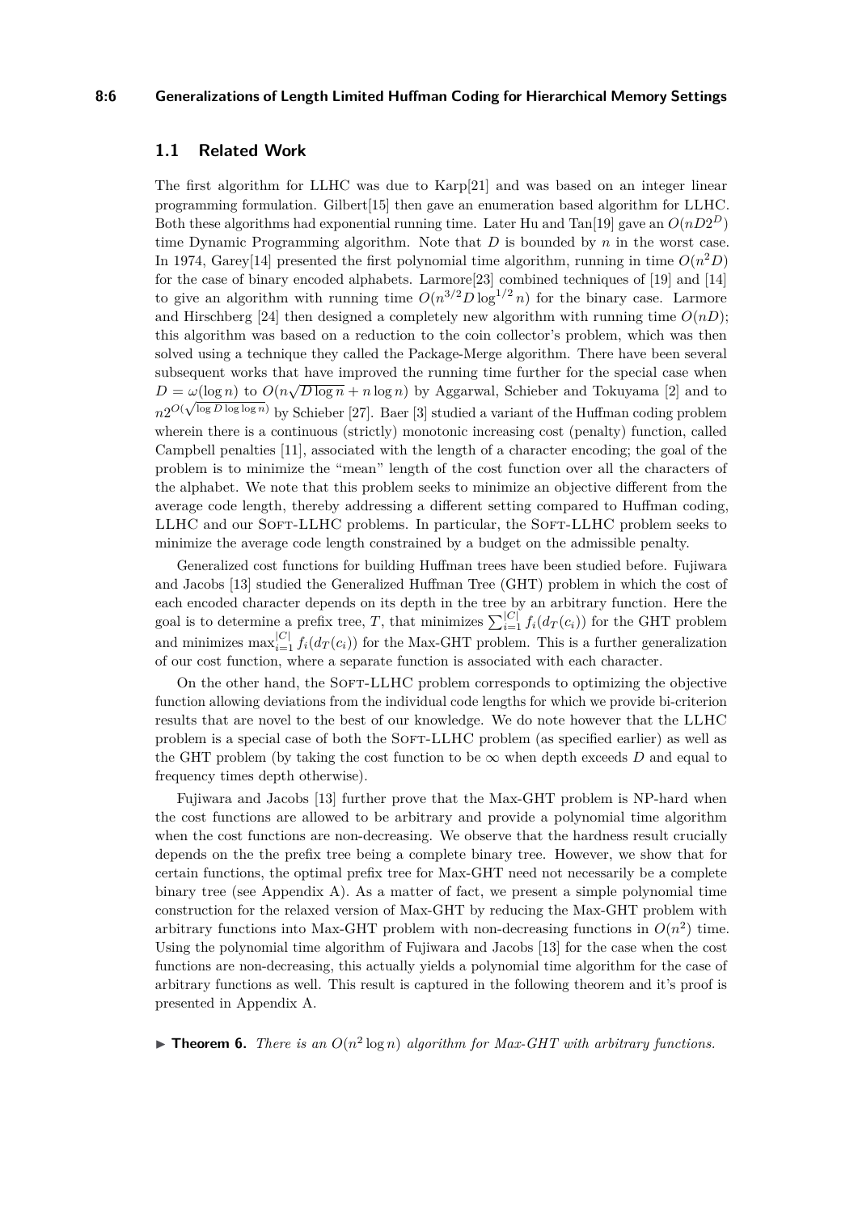## 1.1 Related Work

The first algorithm for LLHC was due to Karp[21] and was based on an integer linear programming formulation. Gilbert[15] then gave an enumeration based algorithm for LLHC. Both these algorithms had exponential running time. Later Hu and Tan[19] gave an $O(nD2^D)$ time Dynamic Programming algorithm. Note that $D$ is bounded by $n$ in the worst case. In 1974, Garey[14] presented the first polynomial time algorithm, running in time $O(n^2 D)$ for the case of binary encoded alphabets. Larmore[23] combined techniques of [19] and [14] to give an algorithm with running time $O(n^{3/2} D \log^{1/2} n)$ for the binary case. Larmore and Hirschberg [24] then designed a completely new algorithm with running time $O(nD)$; this algorithm was based on a reduction to the coin collector's problem, which was then solved using a technique they called the Package-Merge algorithm. There have been several subsequent works that have improved the running time further for the special case when $D = \omega(\log n)$ to $O(n\sqrt{D \log n} + n \log n)$ by Aggarwal, Schieber and Tokuyama [2] and to $n2^{O(\sqrt{\log D \log \log n})}$ by Schieber [27]. Baer [3] studied a variant of the Huffman coding problem wherein there is a continuous (strictly) monotonic increasing cost (penalty) function, called Campbell penalties [11], associated with the length of a character encoding; the goal of the problem is to minimize the "mean" length of the cost function over all the characters of the alphabet. We note that this problem seeks to minimize an objective different from the average code length, thereby addressing a different setting compared to Huffman coding, LLHC and our Soft-LLHC problems. In particular, the Soft-LLHC problem seeks to minimize the average code length constrained by a budget on the admissible penalty.

Generalized cost functions for building Huffman trees have been studied before. Fujiwara and Jacobs [13] studied the Generalized Huffman Tree (GHT) problem in which the cost of each encoded character depends on its depth in the tree by an arbitrary function. Here the goal is to determine a prefix tree, $T$, that minimizes $\sum_{i=1}^{|C|} f_i(d_T(c_i))$ for the GHT problem and minimizes $\max_{i=1}^{|C|} f_i(d_T(c_i))$ for the Max-GHT problem. This is a further generalization of our cost function, where a separate function is associated with each character.

On the other hand, the Soft-LLHC problem corresponds to optimizing the objective function allowing deviations from the individual code lengths for which we provide bi-criterion results that are novel to the best of our knowledge. We do note however that the LLHC problem is a special case of both the Soft-LLHC problem (as specified earlier) as well as the GHT problem (by taking the cost function to be $\infty$ when depth exceeds $D$ and equal to frequency times depth otherwise).

Fujiwara and Jacobs [13] further prove that the Max-GHT problem is NP-hard when the cost functions are allowed to be arbitrary and provide a polynomial time algorithm when the cost functions are non-decreasing. We observe that the hardness result crucially depends on the the prefix tree being a complete binary tree. However, we show that for certain functions, the optimal prefix tree for Max-GHT need not necessarily be a complete binary tree (see Appendix A). As a matter of fact, we present a simple polynomial time construction for the relaxed version of Max-GHT by reducing the Max-GHT problem with arbitrary functions into Max-GHT problem with non-decreasing functions in $O(n^2)$ time. Using the polynomial time algorithm of Fujiwara and Jacobs [13] for the case when the cost functions are non-decreasing, this actually yields a polynomial time algorithm for the case of arbitrary functions as well. This result is captured in the following theorem and it's proof is presented in Appendix A.

▶ **Theorem 6.** *There is an $O(n^2 \log n)$ algorithm for Max-GHT with arbitrary functions.*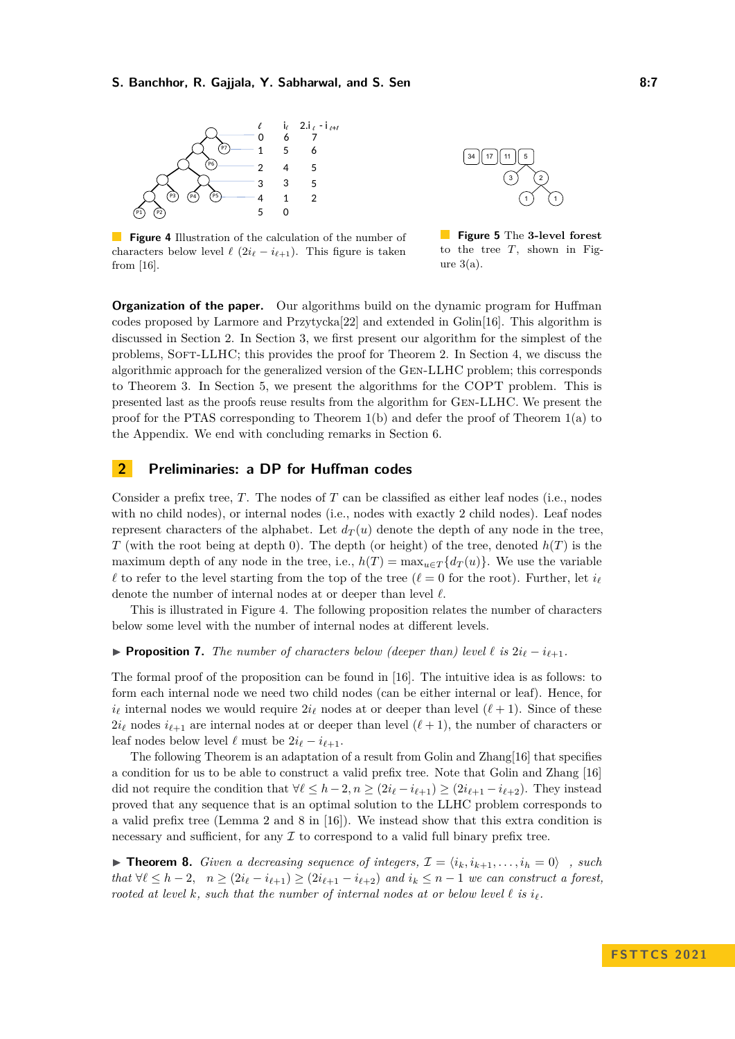**Figure 4** Illustration of the calculation of the number of characters below level $\ell$ $(2i_\ell - i_{\ell+1})$. This figure is taken from [16].

**Figure 5** The **3-level forest** to the tree $T$, shown in Figure 3(a).

**Organization of the paper.** Our algorithms build on the dynamic program for Huffman codes proposed by Larmore and Przytycka[22] and extended in Golin[16]. This algorithm is discussed in Section 2. In Section 3, we first present our algorithm for the simplest of the problems, Soft-LLHC; this provides the proof for Theorem 2. In Section 4, we discuss the algorithmic approach for the generalized version of the Gen-LLHC problem; this corresponds to Theorem 3. In Section 5, we present the algorithms for the COPT problem. This is presented last as the proofs reuse results from the algorithm for Gen-LLHC. We present the proof for the PTAS corresponding to Theorem 1(b) and defer the proof of Theorem 1(a) to the Appendix. We end with concluding remarks in Section 6.

## 2 Preliminaries: a DP for Huffman codes

Consider a prefix tree, $T$. The nodes of $T$ can be classified as either leaf nodes (i.e., nodes with no child nodes), or internal nodes (i.e., nodes with exactly 2 child nodes). Leaf nodes represent characters of the alphabet. Let $d_T(u)$ denote the depth of any node in the tree, $T$ (with the root being at depth 0). The depth (or height) of the tree, denoted $h(T)$ is the maximum depth of any node in the tree, i.e., $h(T) = \max_{u \in T}\{d_T(u)\}$. We use the variable $\ell$ to refer to the level starting from the top of the tree ($\ell = 0$ for the root). Further, let $i_\ell$ denote the number of internal nodes at or deeper than level $\ell$.

This is illustrated in Figure 4. The following proposition relates the number of characters below some level with the number of internal nodes at different levels.

▶ **Proposition 7.** *The number of characters below (deeper than) level $\ell$ is $2i_\ell - i_{\ell+1}$.*

The formal proof of the proposition can be found in [16]. The intuitive idea is as follows: to form each internal node we need two child nodes (can be either internal or leaf). Hence, for $i_\ell$ internal nodes we would require $2i_\ell$ nodes at or deeper than level $(\ell + 1)$. Since of these $2i_\ell$ nodes $i_{\ell+1}$ are internal nodes at or deeper than level $(\ell + 1)$, the number of characters or leaf nodes below level $\ell$ must be $2i_\ell - i_{\ell+1}$.

The following Theorem is an adaptation of a result from Golin and Zhang[16] that specifies a condition for us to be able to construct a valid prefix tree. Note that Golin and Zhang [16] did not require the condition that $\forall \ell \leq h-2, n \geq (2i_\ell - i_{\ell+1}) \geq (2i_{\ell+1} - i_{\ell+2})$. They instead proved that any sequence that is an optimal solution to the LLHC problem corresponds to a valid prefix tree (Lemma 2 and 8 in [16]). We instead show that this extra condition is necessary and sufficient, for any $\mathcal{I}$ to correspond to a valid full binary prefix tree.

▶ **Theorem 8.** *Given a decreasing sequence of integers, $\mathcal{I} = \langle i_k, i_{k+1}, \ldots, i_h = 0\rangle$ , such that $\forall \ell \leq h-2$, $n \geq (2i_\ell - i_{\ell+1}) \geq (2i_{\ell+1} - i_{\ell+2})$ and $i_k \leq n-1$ we can construct a forest, rooted at level $k$, such that the number of internal nodes at or below level $\ell$ is $i_\ell$.*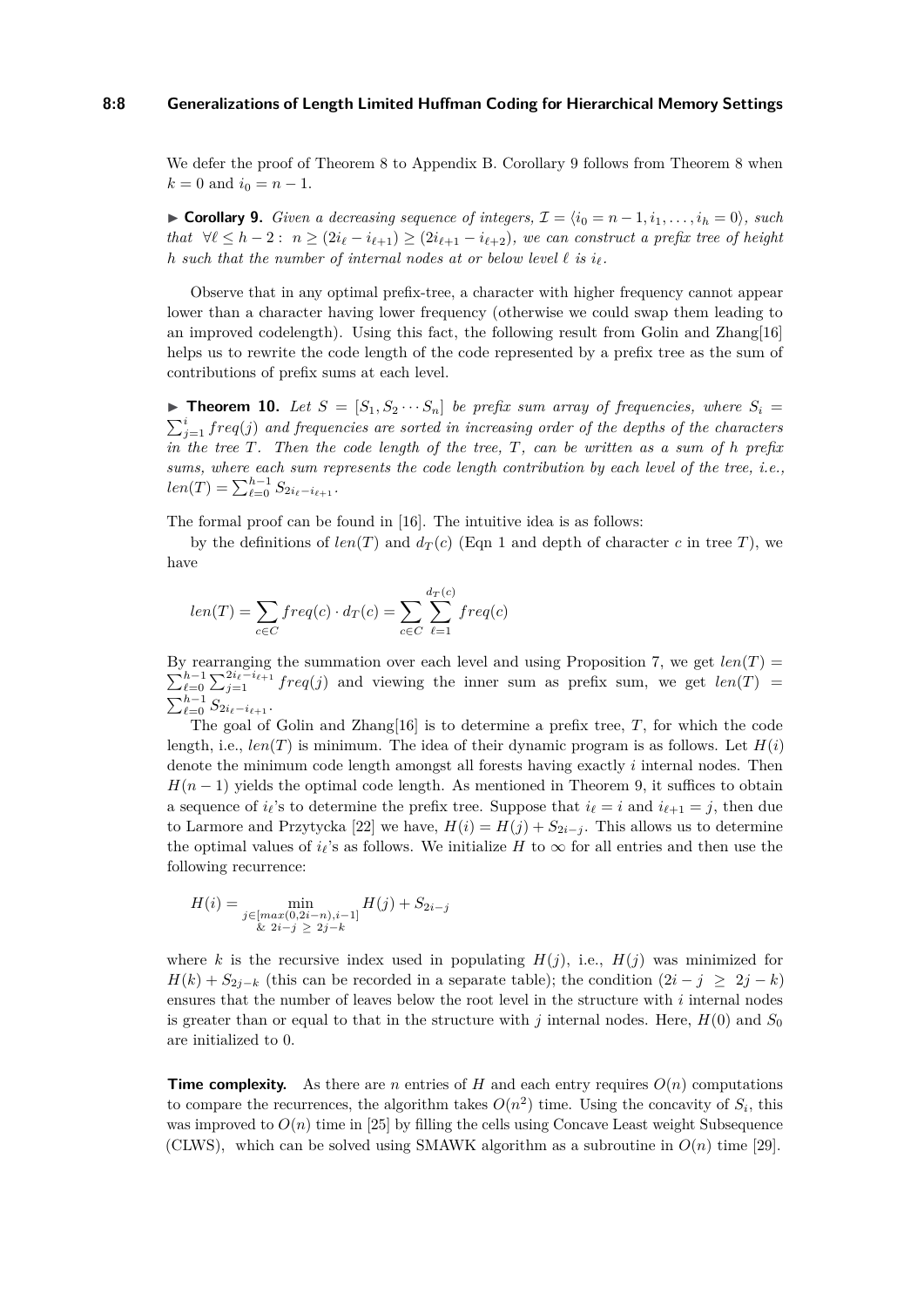We defer the proof of Theorem 8 to Appendix B. Corollary 9 follows from Theorem 8 when $k = 0$ and $i_0 = n - 1$.

▶ **Corollary 9.** *Given a decreasing sequence of integers, $\mathcal{I} = \langle i_0 = n-1, i_1, \ldots, i_h = 0 \rangle$, such that $\forall \ell \leq h-2: \; n \geq (2i_\ell - i_{\ell+1}) \geq (2i_{\ell+1} - i_{\ell+2})$, we can construct a prefix tree of height $h$ such that the number of internal nodes at or below level $\ell$ is $i_\ell$.*

Observe that in any optimal prefix-tree, a character with higher frequency cannot appear lower than a character having lower frequency (otherwise we could swap them leading to an improved codelength). Using this fact, the following result from Golin and Zhang[16] helps us to rewrite the code length of the code represented by a prefix tree as the sum of contributions of prefix sums at each level.

▶ **Theorem 10.** *Let $S = [S_1, S_2 \cdots S_n]$ be prefix sum array of frequencies, where $S_i = \sum_{j=1}^{i} freq(j)$ and frequencies are sorted in increasing order of the depths of the characters in the tree $T$. Then the code length of the tree, $T$, can be written as a sum of $h$ prefix sums, where each sum represents the code length contribution by each level of the tree, i.e., $len(T) = \sum_{\ell=0}^{h-1} S_{2i_\ell - i_{\ell+1}}$.*

The formal proof can be found in [16]. The intuitive idea is as follows:

by the definitions of $len(T)$ and $d_T(c)$ (Eqn 1 and depth of character $c$ in tree $T$), we have

$$len(T) = \sum_{c \in C} freq(c) \cdot d_T(c) = \sum_{c \in C} \sum_{\ell=1}^{d_T(c)} freq(c)$$

By rearranging the summation over each level and using Proposition 7, we get $len(T) = \sum_{\ell=0}^{h-1} \sum_{j=1}^{2i_\ell - i_{\ell+1}} freq(j)$ and viewing the inner sum as prefix sum, we get $len(T) = \sum_{\ell=0}^{h-1} S_{2i_\ell - i_{\ell+1}}$.

The goal of Golin and Zhang[16] is to determine a prefix tree, $T$, for which the code length, i.e., $len(T)$ is minimum. The idea of their dynamic program is as follows. Let $H(i)$ denote the minimum code length amongst all forests having exactly $i$ internal nodes. Then $H(n-1)$ yields the optimal code length. As mentioned in Theorem 9, it suffices to obtain a sequence of $i_\ell$'s to determine the prefix tree. Suppose that $i_\ell = i$ and $i_{\ell+1} = j$, then due to Larmore and Przytycka [22] we have, $H(i) = H(j) + S_{2i-j}$. This allows us to determine the optimal values of $i_\ell$'s as follows. We initialize $H$ to $\infty$ for all entries and then use the following recurrence:

$$H(i) = \min_{\substack{j \in [max(0, 2i-n), i-1] \\ \& \; 2i-j \; \geq \; 2j-k}} H(j) + S_{2i-j}$$

where $k$ is the recursive index used in populating $H(j)$, i.e., $H(j)$ was minimized for $H(k) + S_{2j-k}$ (this can be recorded in a separate table); the condition $(2i - j \; \geq \; 2j - k)$ ensures that the number of leaves below the root level in the structure with $i$ internal nodes is greater than or equal to that in the structure with $j$ internal nodes. Here, $H(0)$ and $S_0$ are initialized to 0.

**Time complexity.** As there are $n$ entries of $H$ and each entry requires $O(n)$ computations to compare the recurrences, the algorithm takes $O(n^2)$ time. Using the concavity of $S_i$, this was improved to $O(n)$ time in [25] by filling the cells using Concave Least weight Subsequence (CLWS), which can be solved using SMAWK algorithm as a subroutine in $O(n)$ time [29].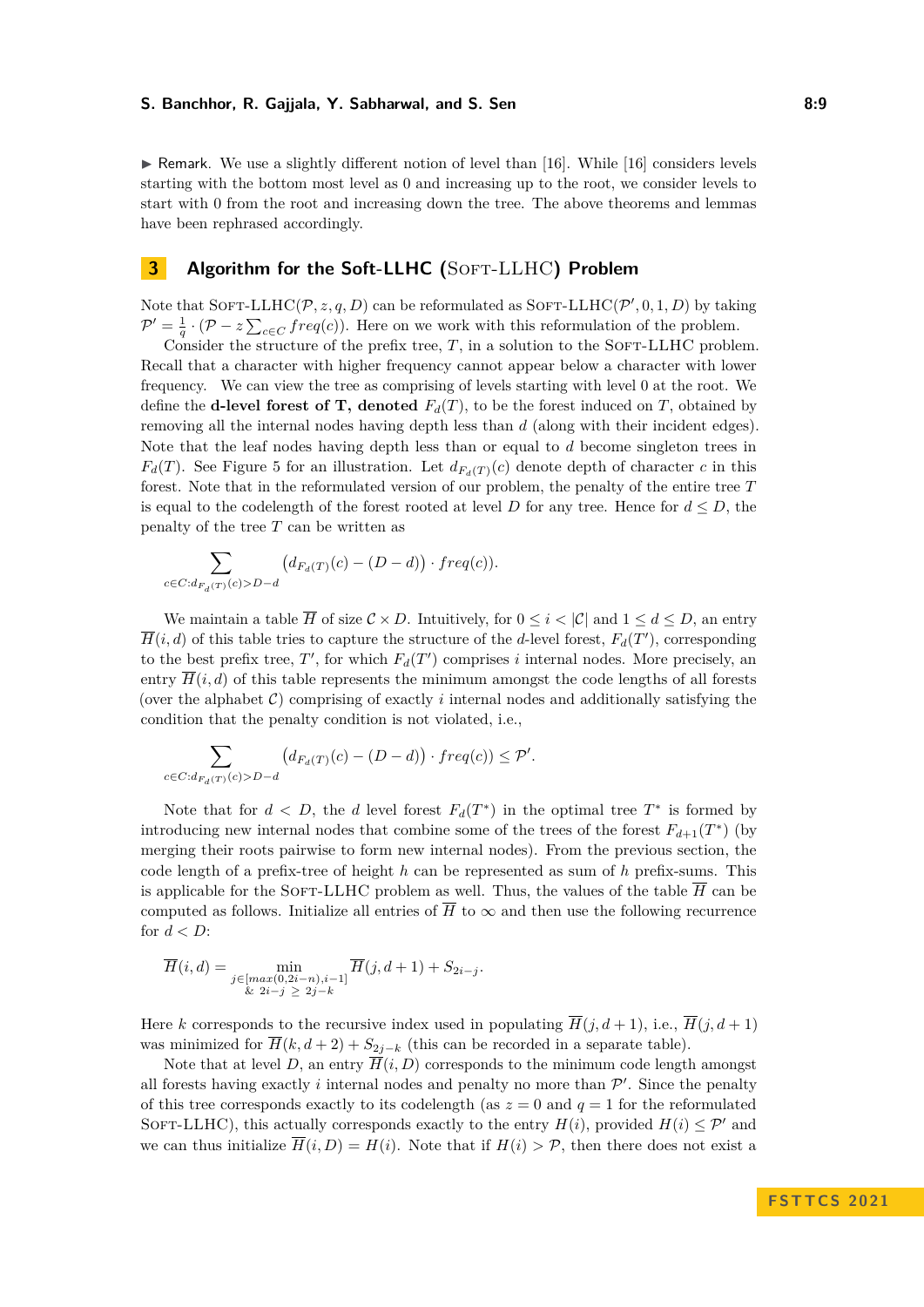▶ Remark. We use a slightly different notion of level than [16]. While [16] considers levels starting with the bottom most level as 0 and increasing up to the root, we consider levels to start with 0 from the root and increasing down the tree. The above theorems and lemmas have been rephrased accordingly.

# 3 Algorithm for the Soft-LLHC (Soft-LLHC) Problem

Note that Soft-LLHC($\mathcal{P}, z, q, D$) can be reformulated as Soft-LLHC($\mathcal{P}', 0, 1, D$) by taking $\mathcal{P}' = \frac{1}{q} \cdot (\mathcal{P} - z \sum_{c \in C} freq(c))$. Here on we work with this reformulation of the problem.

Consider the structure of the prefix tree, $T$, in a solution to the Soft-LLHC problem. Recall that a character with higher frequency cannot appear below a character with lower frequency. We can view the tree as comprising of levels starting with level 0 at the root. We define the **d-level forest of T, denoted** $F_d(T)$, to be the forest induced on $T$, obtained by removing all the internal nodes having depth less than $d$ (along with their incident edges). Note that the leaf nodes having depth less than or equal to $d$ become singleton trees in $F_d(T)$. See Figure 5 for an illustration. Let $d_{F_d(T)}(c)$ denote depth of character $c$ in this forest. Note that in the reformulated version of our problem, the penalty of the entire tree $T$ is equal to the codelength of the forest rooted at level $D$ for any tree. Hence for $d \le D$, the penalty of the tree $T$ can be written as

$$\sum_{c \in C : d_{F_d(T)}(c) > D-d} \left(d_{F_d(T)}(c) - (D-d)\right) \cdot freq(c)).$$

We maintain a table $\overline{H}$ of size $\mathcal{C} \times D$. Intuitively, for $0 \le i < |\mathcal{C}|$ and $1 \le d \le D$, an entry $\overline{H}(i, d)$ of this table tries to capture the structure of the $d$-level forest, $F_d(T')$, corresponding to the best prefix tree, $T'$, for which $F_d(T')$ comprises $i$ internal nodes. More precisely, an entry $\overline{H}(i, d)$ of this table represents the minimum amongst the code lengths of all forests (over the alphabet $\mathcal{C}$) comprising of exactly $i$ internal nodes and additionally satisfying the condition that the penalty condition is not violated, i.e.,

$$\sum_{c \in C : d_{F_d(T)}(c) > D-d} \left(d_{F_d(T)}(c) - (D-d)\right) \cdot freq(c)) \le \mathcal{P}'.$$

Note that for $d < D$, the $d$ level forest $F_d(T^*)$ in the optimal tree $T^*$ is formed by introducing new internal nodes that combine some of the trees of the forest $F_{d+1}(T^*)$ (by merging their roots pairwise to form new internal nodes). From the previous section, the code length of a prefix-tree of height $h$ can be represented as sum of $h$ prefix-sums. This is applicable for the Soft-LLHC problem as well. Thus, the values of the table $\overline{H}$ can be computed as follows. Initialize all entries of $\overline{H}$ to $\infty$ and then use the following recurrence for $d < D$:

$$\overline{H}(i, d) = \min_{\substack{j \in [max(0, 2i-n), i-1] \\ \& \ 2i-j \ \ge \ 2j-k}} \overline{H}(j, d+1) + S_{2i-j}.$$

Here $k$ corresponds to the recursive index used in populating $\overline{H}(j, d+1)$, i.e., $\overline{H}(j, d+1)$ was minimized for $\overline{H}(k, d+2) + S_{2j-k}$ (this can be recorded in a separate table).

Note that at level $D$, an entry $\overline{H}(i, D)$ corresponds to the minimum code length amongst all forests having exactly $i$ internal nodes and penalty no more than $\mathcal{P}'$. Since the penalty of this tree corresponds exactly to its codelength (as $z = 0$ and $q = 1$ for the reformulated Soft-LLHC), this actually corresponds exactly to the entry $H(i)$, provided $H(i) \le \mathcal{P}'$ and we can thus initialize $\overline{H}(i, D) = H(i)$. Note that if $H(i) > \mathcal{P}$, then there does not exist a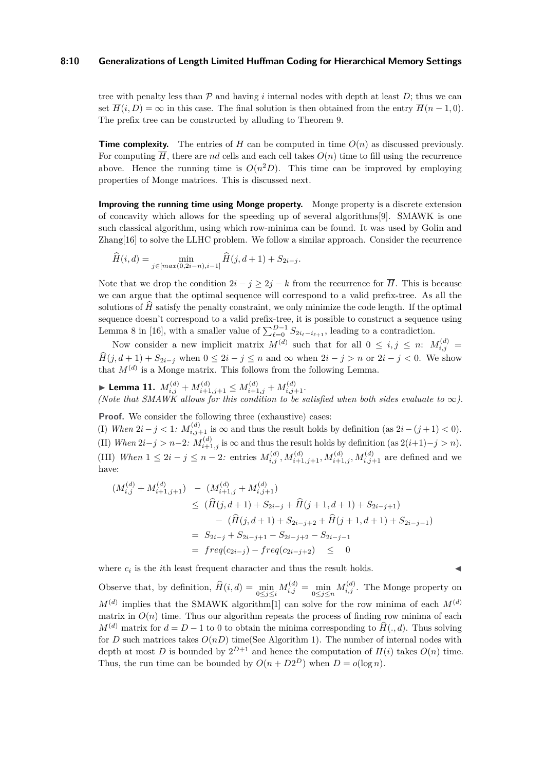tree with penalty less than $\mathcal{P}$ and having $i$ internal nodes with depth at least $D$; thus we can set $\overline{H}(i, D) = \infty$ in this case. The final solution is then obtained from the entry $\overline{H}(n-1, 0)$. The prefix tree can be constructed by alluding to Theorem 9.

**Time complexity.** The entries of $H$ can be computed in time $O(n)$ as discussed previously. For computing $\overline{H}$, there are $nd$ cells and each cell takes $O(n)$ time to fill using the recurrence above. Hence the running time is $O(n^2 D)$. This time can be improved by employing properties of Monge matrices. This is discussed next.

**Improving the running time using Monge property.** Monge property is a discrete extension of concavity which allows for the speeding up of several algorithms[9]. SMAWK is one such classical algorithm, using which row-minima can be found. It was used by Golin and Zhang[16] to solve the LLHC problem. We follow a similar approach. Consider the recurrence

$$\widehat{H}(i, d) = \min_{j \in [max(0, 2i-n), i-1]} \widehat{H}(j, d+1) + S_{2i-j}.$$

Note that we drop the condition $2i - j \geq 2j - k$ from the recurrence for $\overline{H}$. This is because we can argue that the optimal sequence will correspond to a valid prefix-tree. As all the solutions of $\widehat{H}$ satisfy the penalty constraint, we only minimize the code length. If the optimal sequence doesn't correspond to a valid prefix-tree, it is possible to construct a sequence using Lemma 8 in [16], with a smaller value of $\sum_{\ell=0}^{D-1} S_{2i_\ell - i_{\ell+1}}$, leading to a contradiction.

Now consider a new implicit matrix $M^{(d)}$ such that for all $0 \leq i, j \leq n$: $M^{(d)}_{i,j} = \widehat{H}(j, d+1) + S_{2i-j}$ when $0 \leq 2i - j \leq n$ and $\infty$ when $2i - j > n$ or $2i - j < 0$. We show that $M^{(d)}$ is a Monge matrix. This follows from the following Lemma.

► **Lemma 11.** $M^{(d)}_{i,j} + M^{(d)}_{i+1,j+1} \leq M^{(d)}_{i+1,j} + M^{(d)}_{i,j+1}$.
*(Note that SMAWK allows for this condition to be satisfied when both sides evaluate to $\infty$).*

**Proof.** We consider the following three (exhaustive) cases:
(I) *When $2i - j < 1$:* $M^{(d)}_{i,j+1}$ is $\infty$ and thus the result holds by definition (as $2i - (j+1) < 0$).
(II) *When $2i - j > n-2$:* $M^{(d)}_{i+1,j}$ is $\infty$ and thus the result holds by definition (as $2(i+1) - j > n$).
(III) *When $1 \leq 2i - j \leq n-2$:* entries $M^{(d)}_{i,j}, M^{(d)}_{i+1,j+1}, M^{(d)}_{i+1,j}, M^{(d)}_{i,j+1}$ are defined and we have:

$$\begin{aligned}
(M^{(d)}_{i,j} + M^{(d)}_{i+1,j+1}) \;&-\; (M^{(d)}_{i+1,j} + M^{(d)}_{i,j+1}) \\
&\leq\; (\widehat{H}(j, d+1) + S_{2i-j} + \widehat{H}(j+1, d+1) + S_{2i-j+1}) \\
&\quad -\; (\widehat{H}(j, d+1) + S_{2i-j+2} + \widehat{H}(j+1, d+1) + S_{2i-j-1}) \\
&=\; S_{2i-j} + S_{2i-j+1} - S_{2i-j+2} - S_{2i-j-1} \\
&=\; freq(c_{2i-j}) - freq(c_{2i-j+2}) \quad \leq \quad 0
\end{aligned}$$

where $c_i$ is the $i$th least frequent character and thus the result holds. ◄

Observe that, by definition, $\widehat{H}(i, d) = \min_{0 \leq j \leq i} M^{(d)}_{i,j} = \min_{0 \leq j \leq n} M^{(d)}_{i,j}$. The Monge property on $M^{(d)}$ implies that the SMAWK algorithm[1] can solve for the row minima of each $M^{(d)}$ matrix in $O(n)$ time. Thus our algorithm repeats the process of finding row minima of each $M^{(d)}$ matrix for $d = D-1$ to $0$ to obtain the minima corresponding to $\widehat{H}(., d)$. Thus solving for $D$ such matrices takes $O(nD)$ time(See Algorithm 1). The number of internal nodes with depth at most $D$ is bounded by $2^{D+1}$ and hence the computation of $H(i)$ takes $O(n)$ time. Thus, the run time can be bounded by $O(n + D2^D)$ when $D = o(\log n)$.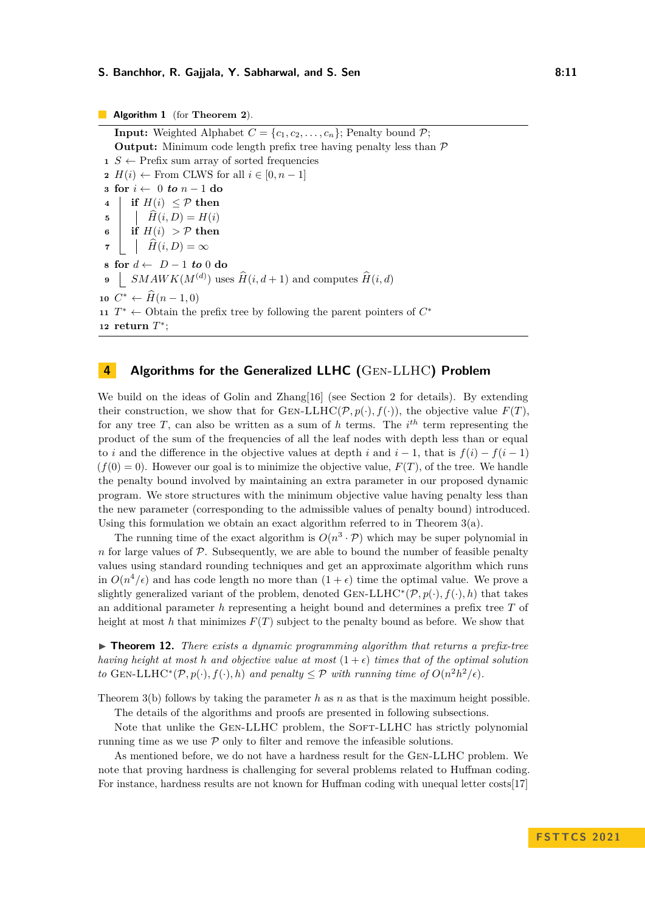**Algorithm 1** (for **Theorem 2**).

```
Input: Weighted Alphabet C = {c_1, c_2, ..., c_n}; Penalty bound P;
Output: Minimum code length prefix tree having penalty less than P
1  S ← Prefix sum array of sorted frequencies
2  H(i) ← From CLWS for all i ∈ [0, n − 1]
3  for i ← 0 to n − 1 do
4      if H(i) ≤ P then
5          Ĥ(i, D) = H(i)
6      if H(i) > P then
7          Ĥ(i, D) = ∞
8  for d ← D − 1 to 0 do
9      SMAWK(M^(d)) uses Ĥ(i, d + 1) and computes Ĥ(i, d)
10 C* ← Ĥ(n − 1, 0)
11 T* ← Obtain the prefix tree by following the parent pointers of C*
12 return T*;
```

## 4 Algorithms for the Generalized LLHC (Gen-LLHC) Problem

We build on the ideas of Golin and Zhang[16] (see Section 2 for details). By extending their construction, we show that for Gen-LLHC$(\mathcal{P}, p(\cdot), f(\cdot))$, the objective value $F(T)$, for any tree $T$, can also be written as a sum of $h$ terms. The $i^{th}$ term representing the product of the sum of the frequencies of all the leaf nodes with depth less than or equal to $i$ and the difference in the objective values at depth $i$ and $i-1$, that is $f(i) - f(i-1)$ ($f(0) = 0$). However our goal is to minimize the objective value, $F(T)$, of the tree. We handle the penalty bound involved by maintaining an extra parameter in our proposed dynamic program. We store structures with the minimum objective value having penalty less than the new parameter (corresponding to the admissible values of penalty bound) introduced. Using this formulation we obtain an exact algorithm referred to in Theorem 3(a).

The running time of the exact algorithm is $O(n^3 \cdot \mathcal{P})$ which may be super polynomial in $n$ for large values of $\mathcal{P}$. Subsequently, we are able to bound the number of feasible penalty values using standard rounding techniques and get an approximate algorithm which runs in $O(n^4/\epsilon)$ and has code length no more than $(1+\epsilon)$ time the optimal value. We prove a slightly generalized variant of the problem, denoted Gen-LLHC$^*(\mathcal{P}, p(\cdot), f(\cdot), h)$ that takes an additional parameter $h$ representing a height bound and determines a prefix tree $T$ of height at most $h$ that minimizes $F(T)$ subject to the penalty bound as before. We show that

▶ **Theorem 12.** *There exists a dynamic programming algorithm that returns a prefix-tree having height at most $h$ and objective value at most $(1+\epsilon)$ times that of the optimal solution to Gen-LLHC$^*(\mathcal{P}, p(\cdot), f(\cdot), h)$ and penalty $\leq \mathcal{P}$ with running time of $O(n^2h^2/\epsilon)$.*

Theorem 3(b) follows by taking the parameter $h$ as $n$ as that is the maximum height possible.

The details of the algorithms and proofs are presented in following subsections.

Note that unlike the Gen-LLHC problem, the Soft-LLHC has strictly polynomial running time as we use $\mathcal{P}$ only to filter and remove the infeasible solutions.

As mentioned before, we do not have a hardness result for the Gen-LLHC problem. We note that proving hardness is challenging for several problems related to Huffman coding. For instance, hardness results are not known for Huffman coding with unequal letter costs[17]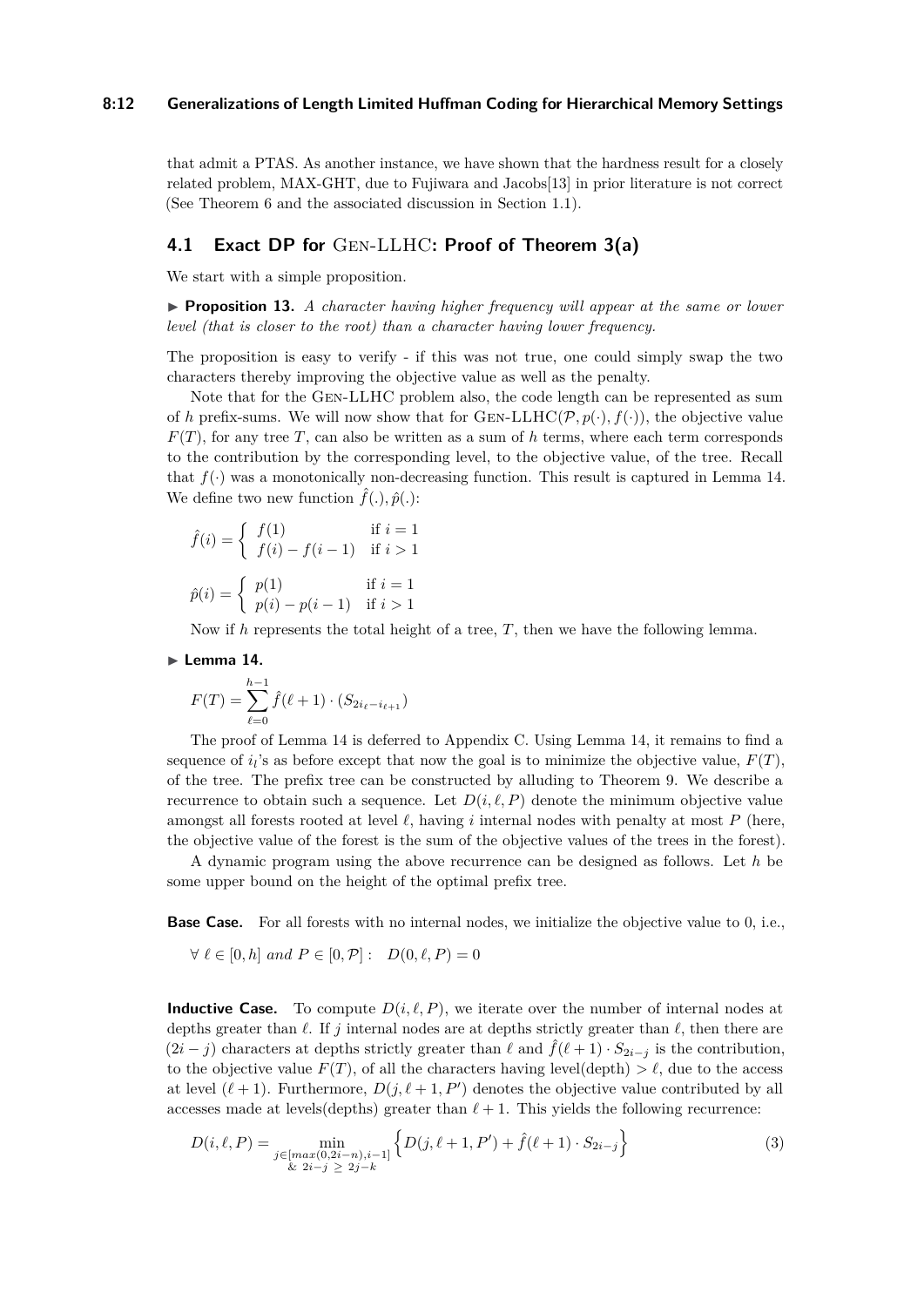that admit a PTAS. As another instance, we have shown that the hardness result for a closely related problem, MAX-GHT, due to Fujiwara and Jacobs[13] in prior literature is not correct (See Theorem 6 and the associated discussion in Section 1.1).

## 4.1 Exact DP for Gen-LLHC: Proof of Theorem 3(a)

We start with a simple proposition.

▶ **Proposition 13.** *A character having higher frequency will appear at the same or lower level (that is closer to the root) than a character having lower frequency.*

The proposition is easy to verify - if this was not true, one could simply swap the two characters thereby improving the objective value as well as the penalty.

Note that for the Gen-LLHC problem also, the code length can be represented as sum of $h$ prefix-sums. We will now show that for Gen-LLHC$(\mathcal{P}, p(\cdot), f(\cdot))$, the objective value $F(T)$, for any tree $T$, can also be written as a sum of $h$ terms, where each term corresponds to the contribution by the corresponding level, to the objective value, of the tree. Recall that $f(\cdot)$ was a monotonically non-decreasing function. This result is captured in Lemma 14. We define two new function $\hat{f}(.), \hat{p}(.)$:

$$\hat{f}(i) = \begin{cases} f(1) & \text{if } i = 1 \\ f(i) - f(i-1) & \text{if } i > 1 \end{cases}$$

$$\hat{p}(i) = \begin{cases} p(1) & \text{if } i = 1 \\ p(i) - p(i-1) & \text{if } i > 1 \end{cases}$$

Now if $h$ represents the total height of a tree, $T$, then we have the following lemma.

▶ **Lemma 14.**

$$F(T) = \sum_{\ell=0}^{h-1} \hat{f}(\ell+1) \cdot (S_{2i_\ell - i_{\ell+1}})$$

The proof of Lemma 14 is deferred to Appendix C. Using Lemma 14, it remains to find a sequence of $i_l$'s as before except that now the goal is to minimize the objective value, $F(T)$, of the tree. The prefix tree can be constructed by alluding to Theorem 9. We describe a recurrence to obtain such a sequence. Let $D(i, \ell, P)$ denote the minimum objective value amongst all forests rooted at level $\ell$, having $i$ internal nodes with penalty at most $P$ (here, the objective value of the forest is the sum of the objective values of the trees in the forest).

A dynamic program using the above recurrence can be designed as follows. Let $h$ be some upper bound on the height of the optimal prefix tree.

**Base Case.** For all forests with no internal nodes, we initialize the objective value to 0, i.e.,

$$\forall\ \ell \in [0, h] \text{ and } P \in [0, \mathcal{P}]: \quad D(0, \ell, P) = 0$$

**Inductive Case.** To compute $D(i, \ell, P)$, we iterate over the number of internal nodes at depths greater than $\ell$. If $j$ internal nodes are at depths strictly greater than $\ell$, then there are $(2i - j)$ characters at depths strictly greater than $\ell$ and $\hat{f}(\ell+1) \cdot S_{2i-j}$ is the contribution, to the objective value $F(T)$, of all the characters having level(depth) $> \ell$, due to the access at level $(\ell + 1)$. Furthermore, $D(j, \ell+1, P')$ denotes the objective value contributed by all accesses made at levels(depths) greater than $\ell + 1$. This yields the following recurrence:

$$D(i, \ell, P) = \min_{\substack{j \in [max(0, 2i-n), i-1] \\ \&\ 2i-j\ \geq\ 2j-k}} \left\{ D(j, \ell+1, P') + \hat{f}(\ell+1) \cdot S_{2i-j} \right\} \tag{3}$$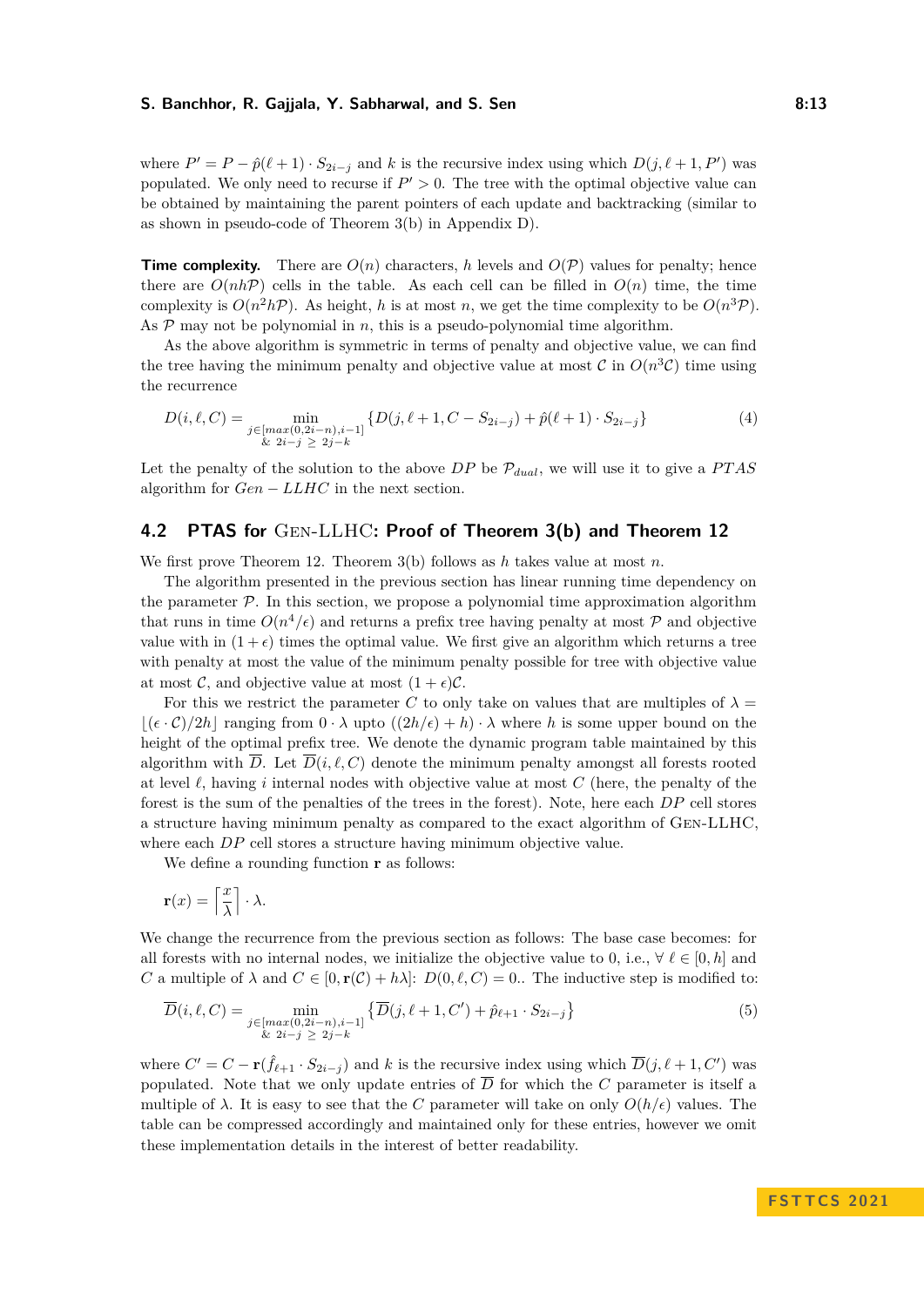where $P' = P - \hat{p}(\ell+1) \cdot S_{2i-j}$ and $k$ is the recursive index using which $D(j, \ell+1, P')$ was populated. We only need to recurse if $P' > 0$. The tree with the optimal objective value can be obtained by maintaining the parent pointers of each update and backtracking (similar to as shown in pseudo-code of Theorem 3(b) in Appendix D).

**Time complexity.** There are $O(n)$ characters, $h$ levels and $O(\mathcal{P})$ values for penalty; hence there are $O(nh\mathcal{P})$ cells in the table. As each cell can be filled in $O(n)$ time, the time complexity is $O(n^2 h\mathcal{P})$. As height, $h$ is at most $n$, we get the time complexity to be $O(n^3\mathcal{P})$. As $\mathcal{P}$ may not be polynomial in $n$, this is a pseudo-polynomial time algorithm.

As the above algorithm is symmetric in terms of penalty and objective value, we can find the tree having the minimum penalty and objective value at most $\mathcal{C}$ in $O(n^3\mathcal{C})$ time using the recurrence

$$D(i, \ell, C) = \min_{\substack{j \in [max(0, 2i-n), i-1] \\ \& \ 2i-j \ \geq \ 2j-k}} \{D(j, \ell+1, C - S_{2i-j}) + \hat{p}(\ell+1) \cdot S_{2i-j}\} \tag{4}$$

Let the penalty of the solution to the above $DP$ be $\mathcal{P}_{dual}$, we will use it to give a $PTAS$ algorithm for $Gen - LLHC$ in the next section.

## 4.2 PTAS for Gen-LLHC: Proof of Theorem 3(b) and Theorem 12

We first prove Theorem 12. Theorem 3(b) follows as $h$ takes value at most $n$.

The algorithm presented in the previous section has linear running time dependency on the parameter $\mathcal{P}$. In this section, we propose a polynomial time approximation algorithm that runs in time $O(n^4/\epsilon)$ and returns a prefix tree having penalty at most $\mathcal{P}$ and objective value with in $(1+\epsilon)$ times the optimal value. We first give an algorithm which returns a tree with penalty at most the value of the minimum penalty possible for tree with objective value at most $\mathcal{C}$, and objective value at most $(1+\epsilon)\mathcal{C}$.

For this we restrict the parameter $C$ to only take on values that are multiples of $\lambda = \lfloor (\epsilon \cdot \mathcal{C})/2h \rfloor$ ranging from $0 \cdot \lambda$ upto $((2h/\epsilon) + h) \cdot \lambda$ where $h$ is some upper bound on the height of the optimal prefix tree. We denote the dynamic program table maintained by this algorithm with $\overline{D}$. Let $\overline{D}(i, \ell, C)$ denote the minimum penalty amongst all forests rooted at level $\ell$, having $i$ internal nodes with objective value at most $C$ (here, the penalty of the forest is the sum of the penalties of the trees in the forest). Note, here each $DP$ cell stores a structure having minimum penalty as compared to the exact algorithm of Gen-LLHC, where each $DP$ cell stores a structure having minimum objective value.

We define a rounding function $\mathbf{r}$ as follows:

$$\mathbf{r}(x) = \left\lceil \frac{x}{\lambda} \right\rceil \cdot \lambda.$$

We change the recurrence from the previous section as follows: The base case becomes: for all forests with no internal nodes, we initialize the objective value to 0, i.e., $\forall\ \ell \in [0, h]$ and $C$ a multiple of $\lambda$ and $C \in [0, \mathbf{r}(\mathcal{C}) + h\lambda]$: $D(0, \ell, C) = 0$.. The inductive step is modified to:

$$\overline{D}(i, \ell, C) = \min_{\substack{j \in [max(0, 2i-n), i-1] \\ \& \ 2i-j \ \geq \ 2j-k}} \left\{\overline{D}(j, \ell+1, C') + \hat{p}_{\ell+1} \cdot S_{2i-j}\right\} \tag{5}$$

where $C' = C - \mathbf{r}(\hat{f}_{\ell+1} \cdot S_{2i-j})$ and $k$ is the recursive index using which $\overline{D}(j, \ell+1, C')$ was populated. Note that we only update entries of $\overline{D}$ for which the $C$ parameter is itself a multiple of $\lambda$. It is easy to see that the $C$ parameter will take on only $O(h/\epsilon)$ values. The table can be compressed accordingly and maintained only for these entries, however we omit these implementation details in the interest of better readability.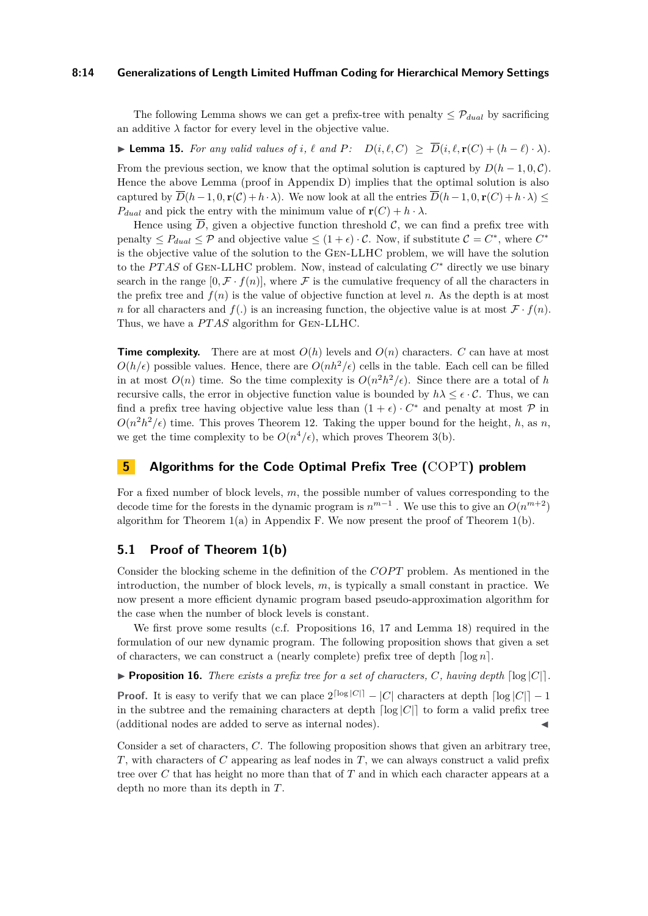The following Lemma shows we can get a prefix-tree with penalty $\leq \mathcal{P}_{dual}$ by sacrificing an additive $\lambda$ factor for every level in the objective value.

▶ **Lemma 15.** *For any valid values of $i$, $\ell$ and $P$:* $\quad D(i, \ell, C) \;\geq\; \overline{D}(i, \ell, \mathbf{r}(C) + (h - \ell) \cdot \lambda)$.

From the previous section, we know that the optimal solution is captured by $D(h-1, 0, \mathcal{C})$. Hence the above Lemma (proof in Appendix D) implies that the optimal solution is also captured by $\overline{D}(h-1, 0, \mathbf{r}(\mathcal{C}) + h \cdot \lambda)$. We now look at all the entries $\overline{D}(h-1, 0, \mathbf{r}(C) + h \cdot \lambda) \leq P_{dual}$ and pick the entry with the minimum value of $\mathbf{r}(C) + h \cdot \lambda$.

Hence using $\overline{D}$, given a objective function threshold $\mathcal{C}$, we can find a prefix tree with penalty $\leq P_{dual} \leq \mathcal{P}$ and objective value $\leq (1+\epsilon) \cdot \mathcal{C}$. Now, if substitute $\mathcal{C} = C^*$, where $C^*$ is the objective value of the solution to the Gen-LLHC problem, we will have the solution to the $PTAS$ of Gen-LLHC problem. Now, instead of calculating $C^*$ directly we use binary search in the range $[0, \mathcal{F} \cdot f(n)]$, where $\mathcal{F}$ is the cumulative frequency of all the characters in the prefix tree and $f(n)$ is the value of objective function at level $n$. As the depth is at most $n$ for all characters and $f(.)$ is an increasing function, the objective value is at most $\mathcal{F} \cdot f(n)$. Thus, we have a $PTAS$ algorithm for Gen-LLHC.

**Time complexity.** There are at most $O(h)$ levels and $O(n)$ characters. $C$ can have at most $O(h/\epsilon)$ possible values. Hence, there are $O(nh^2/\epsilon)$ cells in the table. Each cell can be filled in at most $O(n)$ time. So the time complexity is $O(n^2h^2/\epsilon)$. Since there are a total of $h$ recursive calls, the error in objective function value is bounded by $h\lambda \leq \epsilon \cdot \mathcal{C}$. Thus, we can find a prefix tree having objective value less than $(1+\epsilon) \cdot C^*$ and penalty at most $\mathcal{P}$ in $O(n^2h^2/\epsilon)$ time. This proves Theorem 12. Taking the upper bound for the height, $h$, as $n$, we get the time complexity to be $O(n^4/\epsilon)$, which proves Theorem 3(b).

## 5 Algorithms for the Code Optimal Prefix Tree (COPT) problem

For a fixed number of block levels, $m$, the possible number of values corresponding to the decode time for the forests in the dynamic program is $n^{m-1}$ . We use this to give an $O(n^{m+2})$ algorithm for Theorem 1(a) in Appendix F. We now present the proof of Theorem 1(b).

### 5.1 Proof of Theorem 1(b)

Consider the blocking scheme in the definition of the $COPT$ problem. As mentioned in the introduction, the number of block levels, $m$, is typically a small constant in practice. We now present a more efficient dynamic program based pseudo-approximation algorithm for the case when the number of block levels is constant.

We first prove some results (c.f. Propositions 16, 17 and Lemma 18) required in the formulation of our new dynamic program. The following proposition shows that given a set of characters, we can construct a (nearly complete) prefix tree of depth $\lceil \log n \rceil$.

▶ **Proposition 16.** *There exists a prefix tree for a set of characters, $C$, having depth $\lceil \log |C| \rceil$.*

**Proof.** It is easy to verify that we can place $2^{\lceil \log |C| \rceil} - |C|$ characters at depth $\lceil \log |C| \rceil - 1$ in the subtree and the remaining characters at depth $\lceil \log |C| \rceil$ to form a valid prefix tree (additional nodes are added to serve as internal nodes). ◀

Consider a set of characters, $C$. The following proposition shows that given an arbitrary tree, $T$, with characters of $C$ appearing as leaf nodes in $T$, we can always construct a valid prefix tree over $C$ that has height no more than that of $T$ and in which each character appears at a depth no more than its depth in $T$.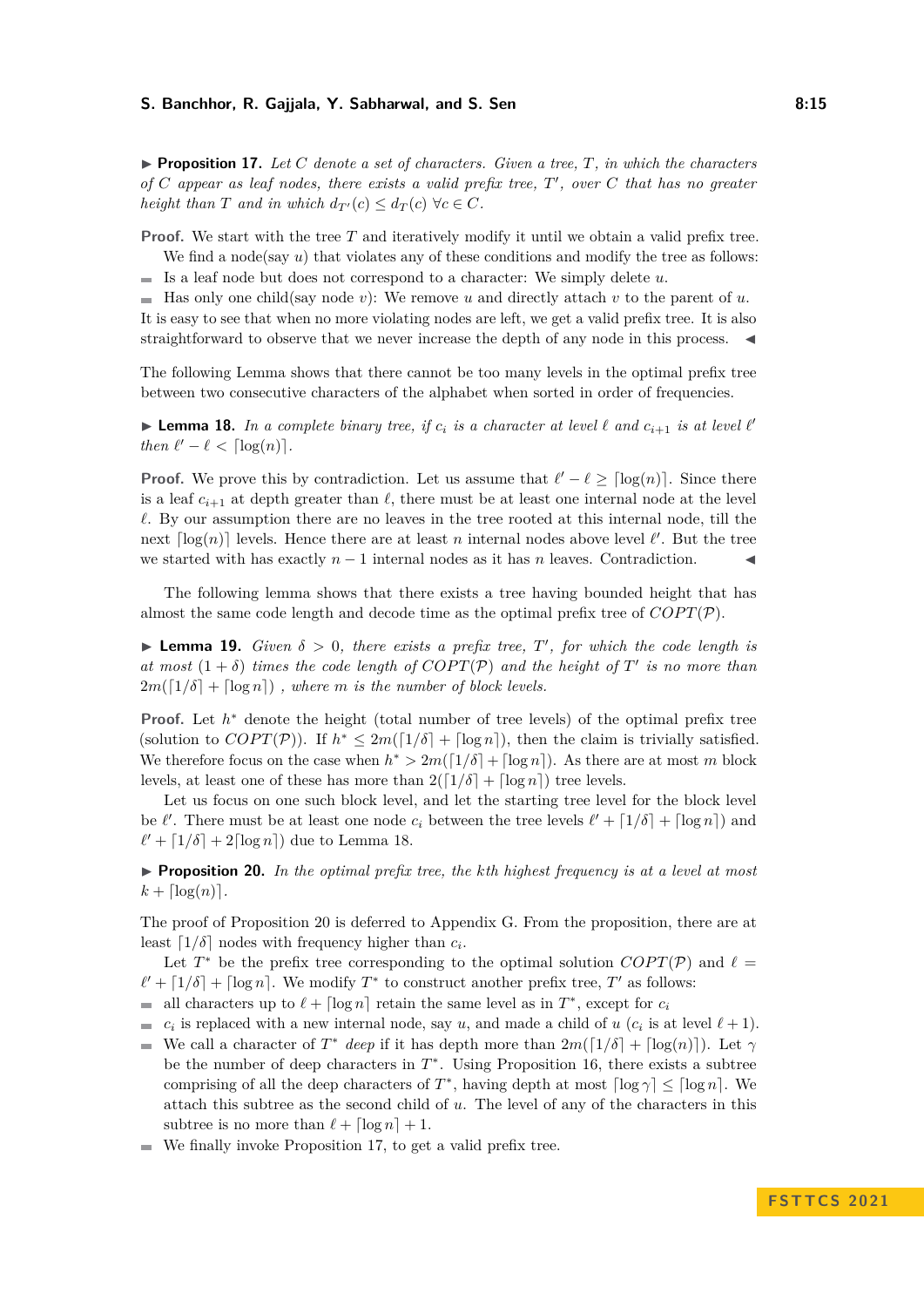▶ **Proposition 17.** *Let $C$ denote a set of characters. Given a tree, $T$, in which the characters of $C$ appear as leaf nodes, there exists a valid prefix tree, $T'$, over $C$ that has no greater height than $T$ and in which $d_{T'}(c) \leq d_T(c)\ \forall c \in C$.*

**Proof.** We start with the tree $T$ and iteratively modify it until we obtain a valid prefix tree.

We find a node(say $u$) that violates any of these conditions and modify the tree as follows:

- Is a leaf node but does not correspond to a character: We simply delete $u$.
- Has only one child(say node $v$): We remove $u$ and directly attach $v$ to the parent of $u$.

It is easy to see that when no more violating nodes are left, we get a valid prefix tree. It is also straightforward to observe that we never increase the depth of any node in this process. ◀

The following Lemma shows that there cannot be too many levels in the optimal prefix tree between two consecutive characters of the alphabet when sorted in order of frequencies.

▶ **Lemma 18.** *In a complete binary tree, if $c_i$ is a character at level $\ell$ and $c_{i+1}$ is at level $\ell'$ then $\ell' - \ell < \lceil \log(n) \rceil$.*

**Proof.** We prove this by contradiction. Let us assume that $\ell' - \ell \geq \lceil \log(n) \rceil$. Since there is a leaf $c_{i+1}$ at depth greater than $\ell$, there must be at least one internal node at the level $\ell$. By our assumption there are no leaves in the tree rooted at this internal node, till the next $\lceil \log(n) \rceil$ levels. Hence there are at least $n$ internal nodes above level $\ell'$. But the tree we started with has exactly $n-1$ internal nodes as it has $n$ leaves. Contradiction. ◀

The following lemma shows that there exists a tree having bounded height that has almost the same code length and decode time as the optimal prefix tree of $COPT(\mathcal{P})$.

▶ **Lemma 19.** *Given $\delta > 0$, there exists a prefix tree, $T'$, for which the code length is at most $(1+\delta)$ times the code length of $COPT(\mathcal{P})$ and the height of $T'$ is no more than $2m(\lceil 1/\delta \rceil + \lceil \log n \rceil)$ , where $m$ is the number of block levels.*

**Proof.** Let $h^*$ denote the height (total number of tree levels) of the optimal prefix tree (solution to $COPT(\mathcal{P})$). If $h^* \leq 2m(\lceil 1/\delta \rceil + \lceil \log n \rceil)$, then the claim is trivially satisfied. We therefore focus on the case when $h^* > 2m(\lceil 1/\delta \rceil + \lceil \log n \rceil)$. As there are at most $m$ block levels, at least one of these has more than $2(\lceil 1/\delta \rceil + \lceil \log n \rceil)$ tree levels.

Let us focus on one such block level, and let the starting tree level for the block level be $\ell'$. There must be at least one node $c_i$ between the tree levels $\ell' + \lceil 1/\delta \rceil + \lceil \log n \rceil)$ and $\ell' + \lceil 1/\delta \rceil + 2\lceil \log n \rceil)$ due to Lemma 18.

▶ **Proposition 20.** *In the optimal prefix tree, the kth highest frequency is at a level at most $k + \lceil \log(n) \rceil$.*

The proof of Proposition 20 is deferred to Appendix G. From the proposition, there are at least $\lceil 1/\delta \rceil$ nodes with frequency higher than $c_i$.

Let $T^*$ be the prefix tree corresponding to the optimal solution $COPT(\mathcal{P})$ and $\ell = \ell' + \lceil 1/\delta \rceil + \lceil \log n \rceil$. We modify $T^*$ to construct another prefix tree, $T'$ as follows:

- all characters up to $\ell + \lceil \log n \rceil$ retain the same level as in $T^*$, except for $c_i$
- $c_i$ is replaced with a new internal node, say $u$, and made a child of $u$ ($c_i$ is at level $\ell + 1$).
- We call a character of $T^*$ *deep* if it has depth more than $2m(\lceil 1/\delta \rceil + \lceil \log(n) \rceil)$. Let $\gamma$ be the number of deep characters in $T^*$. Using Proposition 16, there exists a subtree comprising of all the deep characters of $T^*$, having depth at most $\lceil \log \gamma \rceil \leq \lceil \log n \rceil$. We attach this subtree as the second child of $u$. The level of any of the characters in this subtree is no more than $\ell + \lceil \log n \rceil + 1$.
- We finally invoke Proposition 17, to get a valid prefix tree.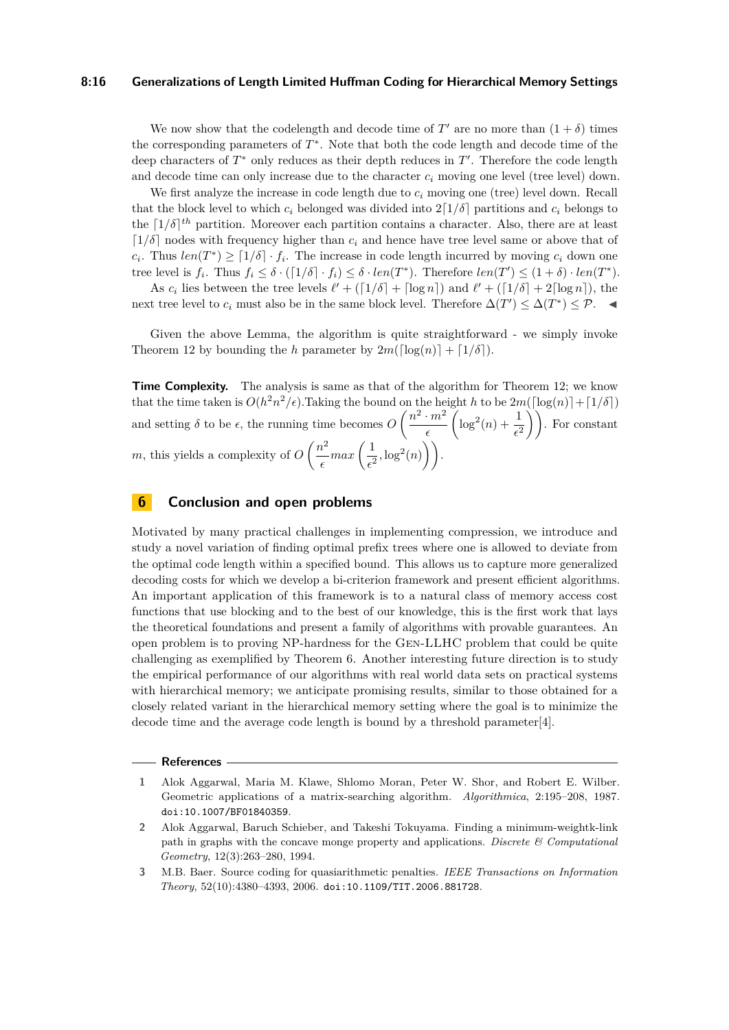We now show that the codelength and decode time of $T'$ are no more than $(1+\delta)$ times the corresponding parameters of $T^*$. Note that both the code length and decode time of the deep characters of $T^*$ only reduces as their depth reduces in $T'$. Therefore the code length and decode time can only increase due to the character $c_i$ moving one level (tree level) down.

We first analyze the increase in code length due to $c_i$ moving one (tree) level down. Recall that the block level to which $c_i$ belonged was divided into $2\lceil 1/\delta \rceil$ partitions and $c_i$ belongs to the $\lceil 1/\delta \rceil^{th}$ partition. Moreover each partition contains a character. Also, there are at least $\lceil 1/\delta \rceil$ nodes with frequency higher than $c_i$ and hence have tree level same or above that of $c_i$. Thus $len(T^*) \geq \lceil 1/\delta \rceil \cdot f_i$. The increase in code length incurred by moving $c_i$ down one tree level is $f_i$. Thus $f_i \leq \delta \cdot (\lceil 1/\delta \rceil \cdot f_i) \leq \delta \cdot len(T^*)$. Therefore $len(T') \leq (1+\delta) \cdot len(T^*)$.

As $c_i$ lies between the tree levels $\ell' + (\lceil 1/\delta \rceil + \lceil \log n \rceil)$ and $\ell' + (\lceil 1/\delta \rceil + 2\lceil \log n \rceil)$, the next tree level to $c_i$ must also be in the same block level. Therefore $\Delta(T') \leq \Delta(T^*) \leq \mathcal{P}$. ◂

Given the above Lemma, the algorithm is quite straightforward - we simply invoke Theorem 12 by bounding the $h$ parameter by $2m(\lceil \log(n) \rceil + \lceil 1/\delta \rceil)$.

**Time Complexity.** The analysis is same as that of the algorithm for Theorem 12; we know that the time taken is $O(h^2 n^2/\epsilon)$.Taking the bound on the height $h$ to be $2m(\lceil \log(n) \rceil + \lceil 1/\delta \rceil)$ and setting $\delta$ to be $\epsilon$, the running time becomes $O\left(\frac{n^2 \cdot m^2}{\epsilon}\left(\log^2(n) + \frac{1}{\epsilon^2}\right)\right)$. For constant $m$, this yields a complexity of $O\left(\frac{n^2}{\epsilon} max\left(\frac{1}{\epsilon^2}, \log^2(n)\right)\right)$.

## 6 Conclusion and open problems

Motivated by many practical challenges in implementing compression, we introduce and study a novel variation of finding optimal prefix trees where one is allowed to deviate from the optimal code length within a specified bound. This allows us to capture more generalized decoding costs for which we develop a bi-criterion framework and present efficient algorithms. An important application of this framework is to a natural class of memory access cost functions that use blocking and to the best of our knowledge, this is the first work that lays the theoretical foundations and present a family of algorithms with provable guarantees. An open problem is to proving NP-hardness for the Gen-LLHC problem that could be quite challenging as exemplified by Theorem 6. Another interesting future direction is to study the empirical performance of our algorithms with real world data sets on practical systems with hierarchical memory; we anticipate promising results, similar to those obtained for a closely related variant in the hierarchical memory setting where the goal is to minimize the decode time and the average code length is bound by a threshold parameter[4].

## References

1. Alok Aggarwal, Maria M. Klawe, Shlomo Moran, Peter W. Shor, and Robert E. Wilber. Geometric applications of a matrix-searching algorithm. *Algorithmica*, 2:195–208, 1987. doi:10.1007/BF01840359.
2. Alok Aggarwal, Baruch Schieber, and Takeshi Tokuyama. Finding a minimum-weightk-link path in graphs with the concave monge property and applications. *Discrete & Computational Geometry*, 12(3):263–280, 1994.
3. M.B. Baer. Source coding for quasiarithmetic penalties. *IEEE Transactions on Information Theory*, 52(10):4380–4393, 2006. doi:10.1109/TIT.2006.881728.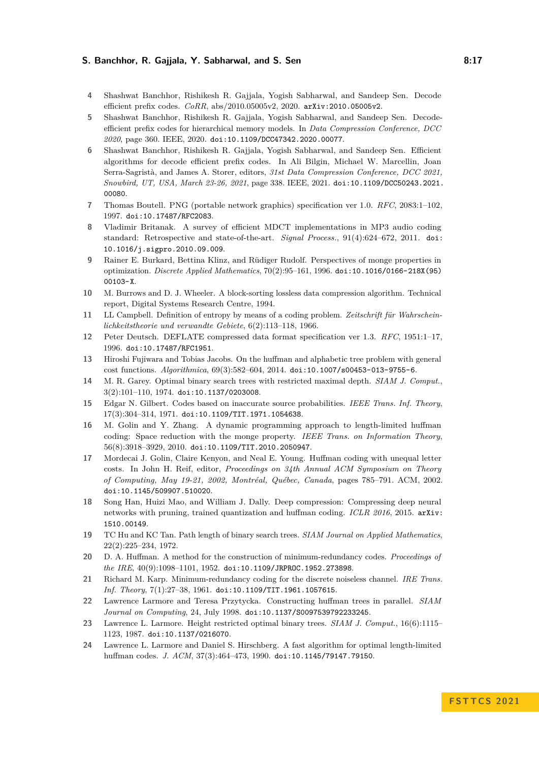4. Shashwat Banchhor, Rishikesh R. Gajjala, Yogish Sabharwal, and Sandeep Sen. Decode efficient prefix codes. *CoRR*, abs/2010.05005v2, 2020. arXiv:2010.05005v2.
5. Shashwat Banchhor, Rishikesh R. Gajjala, Yogish Sabharwal, and Sandeep Sen. Decode-efficient prefix codes for hierarchical memory models. In *Data Compression Conference, DCC 2020*, page 360. IEEE, 2020. doi:10.1109/DCC47342.2020.00077.
6. Shashwat Banchhor, Rishikesh R. Gajjala, Yogish Sabharwal, and Sandeep Sen. Efficient algorithms for decode efficient prefix codes. In Ali Bilgin, Michael W. Marcellin, Joan Serra-Sagristà, and James A. Storer, editors, *31st Data Compression Conference, DCC 2021, Snowbird, UT, USA, March 23-26, 2021*, page 338. IEEE, 2021. doi:10.1109/DCC50243.2021.00080.
7. Thomas Boutell. PNG (portable network graphics) specification ver 1.0. *RFC*, 2083:1–102, 1997. doi:10.17487/RFC2083.
8. Vladimir Britanak. A survey of efficient MDCT implementations in MP3 audio coding standard: Retrospective and state-of-the-art. *Signal Process.*, 91(4):624–672, 2011. doi:10.1016/j.sigpro.2010.09.009.
9. Rainer E. Burkard, Bettina Klinz, and Rüdiger Rudolf. Perspectives of monge properties in optimization. *Discrete Applied Mathematics*, 70(2):95–161, 1996. doi:10.1016/0166-218X(95)00103-X.
10. M. Burrows and D. J. Wheeler. A block-sorting lossless data compression algorithm. Technical report, Digital Systems Research Centre, 1994.
11. LL Campbell. Definition of entropy by means of a coding problem. *Zeitschrift für Wahrscheinlichkeitstheorie und verwandte Gebiete*, 6(2):113–118, 1966.
12. Peter Deutsch. DEFLATE compressed data format specification ver 1.3. *RFC*, 1951:1–17, 1996. doi:10.17487/RFC1951.
13. Hiroshi Fujiwara and Tobias Jacobs. On the huffman and alphabetic tree problem with general cost functions. *Algorithmica*, 69(3):582–604, 2014. doi:10.1007/s00453-013-9755-6.
14. M. R. Garey. Optimal binary search trees with restricted maximal depth. *SIAM J. Comput.*, 3(2):101–110, 1974. doi:10.1137/0203008.
15. Edgar N. Gilbert. Codes based on inaccurate source probabilities. *IEEE Trans. Inf. Theory*, 17(3):304–314, 1971. doi:10.1109/TIT.1971.1054638.
16. M. Golin and Y. Zhang. A dynamic programming approach to length-limited huffman coding: Space reduction with the monge property. *IEEE Trans. on Information Theory*, 56(8):3918–3929, 2010. doi:10.1109/TIT.2010.2050947.
17. Mordecai J. Golin, Claire Kenyon, and Neal E. Young. Huffman coding with unequal letter costs. In John H. Reif, editor, *Proceedings on 34th Annual ACM Symposium on Theory of Computing, May 19-21, 2002, Montréal, Québec, Canada*, pages 785–791. ACM, 2002. doi:10.1145/509907.510020.
18. Song Han, Huizi Mao, and William J. Dally. Deep compression: Compressing deep neural networks with pruning, trained quantization and huffman coding. *ICLR 2016*, 2015. arXiv:1510.00149.
19. TC Hu and KC Tan. Path length of binary search trees. *SIAM Journal on Applied Mathematics*, 22(2):225–234, 1972.
20. D. A. Huffman. A method for the construction of minimum-redundancy codes. *Proceedings of the IRE*, 40(9):1098–1101, 1952. doi:10.1109/JRPROC.1952.273898.
21. Richard M. Karp. Minimum-redundancy coding for the discrete noiseless channel. *IRE Trans. Inf. Theory*, 7(1):27–38, 1961. doi:10.1109/TIT.1961.1057615.
22. Lawrence Larmore and Teresa Przytycka. Constructing huffman trees in parallel. *SIAM Journal on Computing*, 24, July 1998. doi:10.1137/S0097539792233245.
23. Lawrence L. Larmore. Height restricted optimal binary trees. *SIAM J. Comput.*, 16(6):1115–1123, 1987. doi:10.1137/0216070.
24. Lawrence L. Larmore and Daniel S. Hirschberg. A fast algorithm for optimal length-limited huffman codes. *J. ACM*, 37(3):464–473, 1990. doi:10.1145/79147.79150.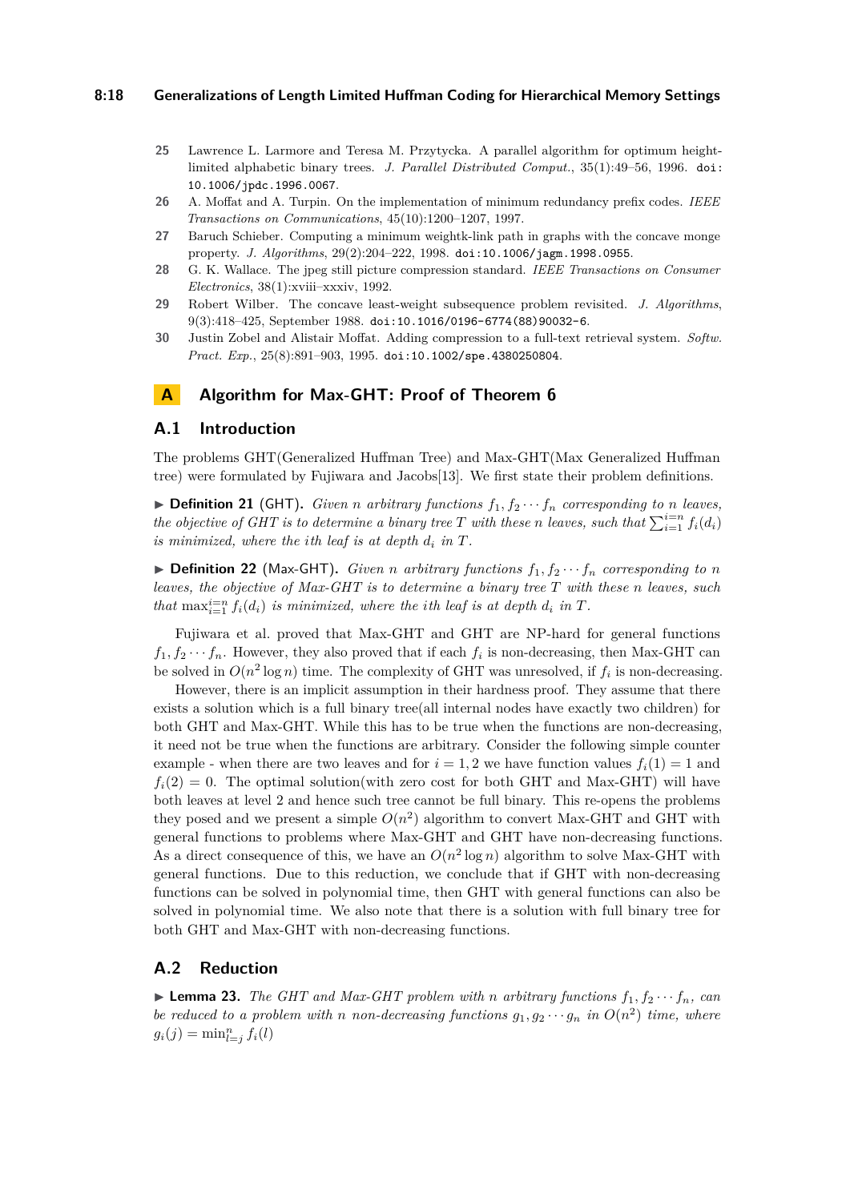25 Lawrence L. Larmore and Teresa M. Przytycka. A parallel algorithm for optimum height-limited alphabetic binary trees. *J. Parallel Distributed Comput.*, 35(1):49–56, 1996. doi:10.1006/jpdc.1996.0067.

26 A. Moffat and A. Turpin. On the implementation of minimum redundancy prefix codes. *IEEE Transactions on Communications*, 45(10):1200–1207, 1997.

27 Baruch Schieber. Computing a minimum weightk-link path in graphs with the concave monge property. *J. Algorithms*, 29(2):204–222, 1998. doi:10.1006/jagm.1998.0955.

28 G. K. Wallace. The jpeg still picture compression standard. *IEEE Transactions on Consumer Electronics*, 38(1):xviii–xxxiv, 1992.

29 Robert Wilber. The concave least-weight subsequence problem revisited. *J. Algorithms*, 9(3):418–425, September 1988. doi:10.1016/0196-6774(88)90032-6.

30 Justin Zobel and Alistair Moffat. Adding compression to a full-text retrieval system. *Softw. Pract. Exp.*, 25(8):891–903, 1995. doi:10.1002/spe.4380250804.

# A Algorithm for Max-GHT: Proof of Theorem 6

## A.1 Introduction

The problems GHT(Generalized Huffman Tree) and Max-GHT(Max Generalized Huffman tree) were formulated by Fujiwara and Jacobs[13]. We first state their problem definitions.

▶ **Definition 21** (GHT). *Given $n$ arbitrary functions $f_1, f_2 \cdots f_n$ corresponding to $n$ leaves, the objective of GHT is to determine a binary tree $T$ with these $n$ leaves, such that $\sum_{i=1}^{i=n} f_i(d_i)$ is minimized, where the $i$th leaf is at depth $d_i$ in $T$.*

▶ **Definition 22** (Max-GHT). *Given $n$ arbitrary functions $f_1, f_2 \cdots f_n$ corresponding to $n$ leaves, the objective of Max-GHT is to determine a binary tree $T$ with these $n$ leaves, such that $\max_{i=1}^{i=n} f_i(d_i)$ is minimized, where the $i$th leaf is at depth $d_i$ in $T$.*

Fujiwara et al. proved that Max-GHT and GHT are NP-hard for general functions $f_1, f_2 \cdots f_n$. However, they also proved that if each $f_i$ is non-decreasing, then Max-GHT can be solved in $O(n^2 \log n)$ time. The complexity of GHT was unresolved, if $f_i$ is non-decreasing.

However, there is an implicit assumption in their hardness proof. They assume that there exists a solution which is a full binary tree(all internal nodes have exactly two children) for both GHT and Max-GHT. While this has to be true when the functions are non-decreasing, it need not be true when the functions are arbitrary. Consider the following simple counter example - when there are two leaves and for $i = 1, 2$ we have function values $f_i(1) = 1$ and $f_i(2) = 0$. The optimal solution(with zero cost for both GHT and Max-GHT) will have both leaves at level 2 and hence such tree cannot be full binary. This re-opens the problems they posed and we present a simple $O(n^2)$ algorithm to convert Max-GHT and GHT with general functions to problems where Max-GHT and GHT have non-decreasing functions. As a direct consequence of this, we have an $O(n^2 \log n)$ algorithm to solve Max-GHT with general functions. Due to this reduction, we conclude that if GHT with non-decreasing functions can be solved in polynomial time, then GHT with general functions can also be solved in polynomial time. We also note that there is a solution with full binary tree for both GHT and Max-GHT with non-decreasing functions.

## A.2 Reduction

▶ **Lemma 23.** *The GHT and Max-GHT problem with $n$ arbitrary functions $f_1, f_2 \cdots f_n$, can be reduced to a problem with $n$ non-decreasing functions $g_1, g_2 \cdots g_n$ in $O(n^2)$ time, where $g_i(j) = \min_{l=j}^{n} f_i(l)$*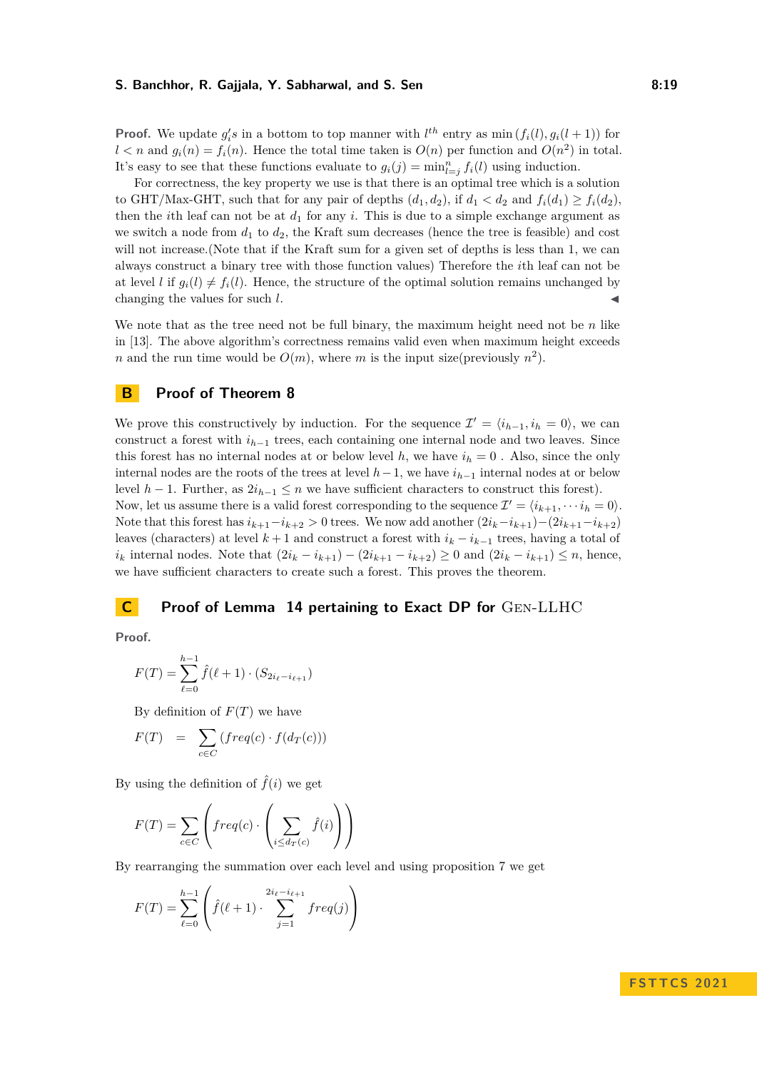**Proof.** We update $g_i's$ in a bottom to top manner with $l^{th}$ entry as $\min(f_i(l), g_i(l+1))$ for $l < n$ and $g_i(n) = f_i(n)$. Hence the total time taken is $O(n)$ per function and $O(n^2)$ in total. It's easy to see that these functions evaluate to $g_i(j) = \min_{l=j}^{n} f_i(l)$ using induction.

For correctness, the key property we use is that there is an optimal tree which is a solution to GHT/Max-GHT, such that for any pair of depths $(d_1, d_2)$, if $d_1 < d_2$ and $f_i(d_1) \geq f_i(d_2)$, then the $i$th leaf can not be at $d_1$ for any $i$. This is due to a simple exchange argument as we switch a node from $d_1$ to $d_2$, the Kraft sum decreases (hence the tree is feasible) and cost will not increase.(Note that if the Kraft sum for a given set of depths is less than 1, we can always construct a binary tree with those function values) Therefore the $i$th leaf can not be at level $l$ if $g_i(l) \neq f_i(l)$. Hence, the structure of the optimal solution remains unchanged by changing the values for such $l$. ◀

We note that as the tree need not be full binary, the maximum height need not be $n$ like in [13]. The above algorithm's correctness remains valid even when maximum height exceeds $n$ and the run time would be $O(m)$, where $m$ is the input size(previously $n^2$).

# B Proof of Theorem 8

We prove this constructively by induction. For the sequence $\mathcal{I}' = \langle i_{h-1}, i_h = 0 \rangle$, we can construct a forest with $i_{h-1}$ trees, each containing one internal node and two leaves. Since this forest has no internal nodes at or below level $h$, we have $i_h = 0$ . Also, since the only internal nodes are the roots of the trees at level $h-1$, we have $i_{h-1}$ internal nodes at or below level $h-1$. Further, as $2i_{h-1} \leq n$ we have sufficient characters to construct this forest). Now, let us assume there is a valid forest corresponding to the sequence $\mathcal{I}' = \langle i_{k+1}, \cdots i_h = 0 \rangle$. Note that this forest has $i_{k+1} - i_{k+2} > 0$ trees. We now add another $(2i_k - i_{k+1}) - (2i_{k+1} - i_{k+2})$ leaves (characters) at level $k+1$ and construct a forest with $i_k - i_{k-1}$ trees, having a total of $i_k$ internal nodes. Note that $(2i_k - i_{k+1}) - (2i_{k+1} - i_{k+2}) \geq 0$ and $(2i_k - i_{k+1}) \leq n$, hence, we have sufficient characters to create such a forest. This proves the theorem.

# C Proof of Lemma 14 pertaining to Exact DP for Gen-LLHC

**Proof.**

$$F(T) = \sum_{\ell=0}^{h-1} \hat{f}(\ell+1) \cdot (S_{2i_\ell - i_{\ell+1}})$$

By definition of $F(T)$ we have

$$F(T) \;\; = \;\; \sum_{c \in C} (freq(c) \cdot f(d_T(c)))$$

By using the definition of $\hat{f}(i)$ we get

$$F(T) = \sum_{c \in C} \left( freq(c) \cdot \left( \sum_{i \leq d_T(c)} \hat{f}(i) \right) \right)$$

By rearranging the summation over each level and using proposition 7 we get

$$F(T) = \sum_{\ell=0}^{h-1} \left( \hat{f}(\ell+1) \cdot \sum_{j=1}^{2i_\ell - i_{\ell+1}} freq(j) \right)$$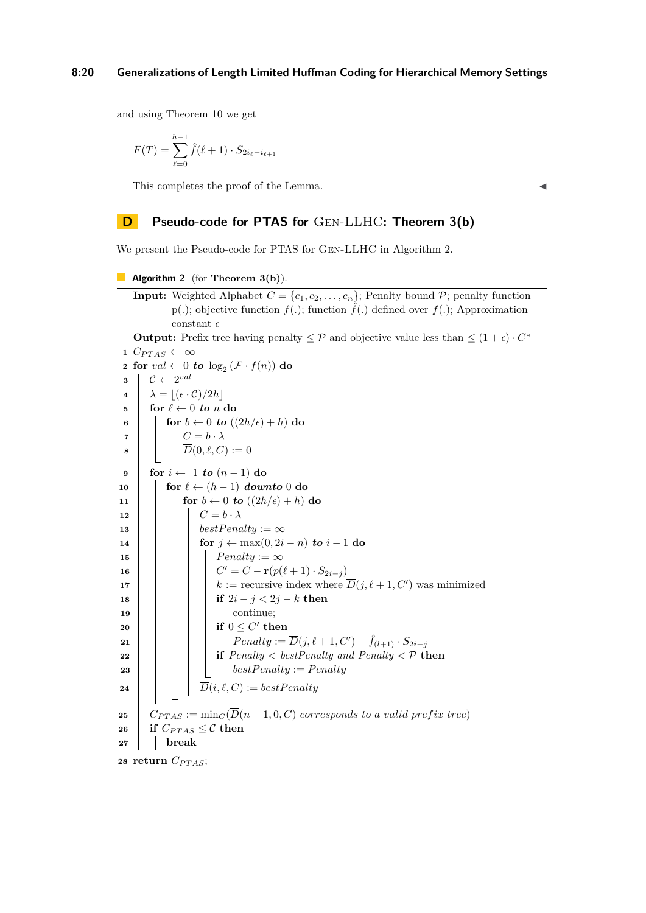and using Theorem 10 we get

$$F(T) = \sum_{\ell=0}^{h-1} \hat{f}(\ell+1) \cdot S_{2i_\ell - i_{\ell+1}}$$

This completes the proof of the Lemma. ◀

## D Pseudo-code for PTAS for Gen-LLHC: Theorem 3(b)

We present the Pseudo-code for PTAS for Gen-LLHC in Algorithm 2.

**Algorithm 2** (for **Theorem 3(b)**).

**Input:** Weighted Alphabet $C = \{c_1, c_2, \ldots, c_n\}$; Penalty bound $\mathcal{P}$; penalty function p(.); objective function $f(.)$; function $\hat{f}(.)$ defined over $f(.)$; Approximation constant $\epsilon$

**Output:** Prefix tree having penalty $\leq \mathcal{P}$ and objective value less than $\leq (1+\epsilon) \cdot C^*$

```
1  C_PTAS ← ∞
2  for val ← 0 to log_2(F · f(n)) do
3  |  𝒞 ← 2^val
4  |  λ = ⌊(ε · 𝒞)/2h⌋
5  |  for ℓ ← 0 to n do
6  |  |  for b ← 0 to ((2h/ε) + h) do
7  |  |  |  C = b · λ
8  |  |  |  D̄(0, ℓ, C) := 0
9  |  for i ← 1 to (n − 1) do
10 |  |  for ℓ ← (h − 1) downto 0 do
11 |  |  |  for b ← 0 to ((2h/ε) + h) do
12 |  |  |  |  C = b · λ
13 |  |  |  |  bestPenalty := ∞
14 |  |  |  |  for j ← max(0, 2i − n) to i − 1 do
15 |  |  |  |  |  Penalty := ∞
16 |  |  |  |  |  C' = C − r(p(ℓ + 1) · S_{2i−j})
17 |  |  |  |  |  k := recursive index where D̄(j, ℓ + 1, C') was minimized
18 |  |  |  |  |  if 2i − j < 2j − k then
19 |  |  |  |  |  |  continue;
20 |  |  |  |  |  if 0 ≤ C' then
21 |  |  |  |  |  |  Penalty := D̄(j, ℓ + 1, C') + f̂_(l+1) · S_{2i−j}
22 |  |  |  |  |  if Penalty < bestPenalty and Penalty < 𝒫 then
23 |  |  |  |  |  |  bestPenalty := Penalty
24 |  |  |  |  D̄(i, ℓ, C) := bestPenalty
25 |  C_PTAS := min_C(D̄(n − 1, 0, C) corresponds to a valid prefix tree)
26 |  if C_PTAS ≤ 𝒞 then
27 |  |  break
28 return C_PTAS;
```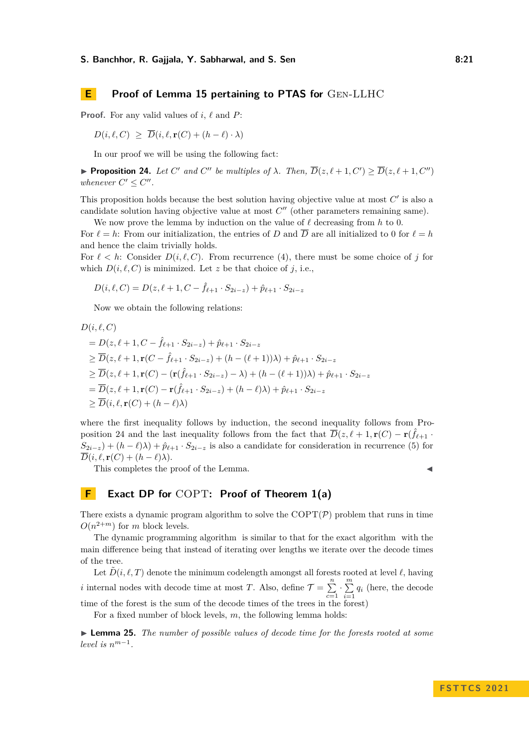## E Proof of Lemma 15 pertaining to PTAS for Gen-LLHC

**Proof.** For any valid values of $i$, $\ell$ and $P$:

$$D(i, \ell, C) \;\geq\; \overline{D}(i, \ell, \mathbf{r}(C) + (h - \ell) \cdot \lambda)$$

In our proof we will be using the following fact:

▶ **Proposition 24.** *Let $C'$ and $C''$ be multiples of $\lambda$. Then, $\overline{D}(z, \ell+1, C') \geq \overline{D}(z, \ell+1, C'')$ whenever $C' \leq C''$.*

This proposition holds because the best solution having objective value at most $C'$ is also a candidate solution having objective value at most $C''$ (other parameters remaining same).

We now prove the lemma by induction on the value of $\ell$ decreasing from $h$ to 0.
For $\ell = h$: From our initialization, the entries of $D$ and $\overline{D}$ are all initialized to 0 for $\ell = h$ and hence the claim trivially holds.
For $\ell < h$: Consider $D(i, \ell, C)$. From recurrence (4), there must be some choice of $j$ for which $D(i, \ell, C)$ is minimized. Let $z$ be that choice of $j$, i.e.,

$$D(i, \ell, C) = D(z, \ell+1, C - \hat{f}_{\ell+1} \cdot S_{2i-z}) + \hat{p}_{\ell+1} \cdot S_{2i-z}$$

Now we obtain the following relations:

$$
\begin{aligned}
&D(i, \ell, C) \\
&= D(z, \ell+1, C - \hat{f}_{\ell+1} \cdot S_{2i-z}) + \hat{p}_{\ell+1} \cdot S_{2i-z} \\
&\geq \overline{D}(z, \ell+1, \mathbf{r}(C - \hat{f}_{\ell+1} \cdot S_{2i-z}) + (h - (\ell+1))\lambda) + \hat{p}_{\ell+1} \cdot S_{2i-z} \\
&\geq \overline{D}(z, \ell+1, \mathbf{r}(C) - (\mathbf{r}(\hat{f}_{\ell+1} \cdot S_{2i-z}) - \lambda) + (h - (\ell+1))\lambda) + \hat{p}_{\ell+1} \cdot S_{2i-z} \\
&= \overline{D}(z, \ell+1, \mathbf{r}(C) - \mathbf{r}(\hat{f}_{\ell+1} \cdot S_{2i-z}) + (h - \ell)\lambda) + \hat{p}_{\ell+1} \cdot S_{2i-z} \\
&\geq \overline{D}(i, \ell, \mathbf{r}(C) + (h - \ell)\lambda)
\end{aligned}
$$

where the first inequality follows by induction, the second inequality follows from Proposition 24 and the last inequality follows from the fact that $\overline{D}(z, \ell+1, \mathbf{r}(C) - \mathbf{r}(\hat{f}_{\ell+1} \cdot S_{2i-z}) + (h - \ell)\lambda) + \hat{p}_{\ell+1} \cdot S_{2i-z}$ is also a candidate for consideration in recurrence (5) for $\overline{D}(i, \ell, \mathbf{r}(C) + (h - \ell)\lambda)$.

This completes the proof of the Lemma. ◀

## F Exact DP for COPT: Proof of Theorem 1(a)

There exists a dynamic program algorithm to solve the COPT($\mathcal{P}$) problem that runs in time $O(n^{2+m})$ for $m$ block levels.

The dynamic programming algorithm is similar to that for the exact algorithm with the main difference being that instead of iterating over lengths we iterate over the decode times of the tree.

Let $\tilde{D}(i, \ell, T)$ denote the minimum codelength amongst all forests rooted at level $\ell$, having $i$ internal nodes with decode time at most $T$. Also, define $\mathcal{T} = \sum_{c=1}^{n} \cdot \sum_{i=1}^{m} q_i$ (here, the decode time of the forest is the sum of the decode times of the trees in the forest)

For a fixed number of block levels, $m$, the following lemma holds:

▶ **Lemma 25.** *The number of possible values of decode time for the forests rooted at some level is $n^{m-1}$.*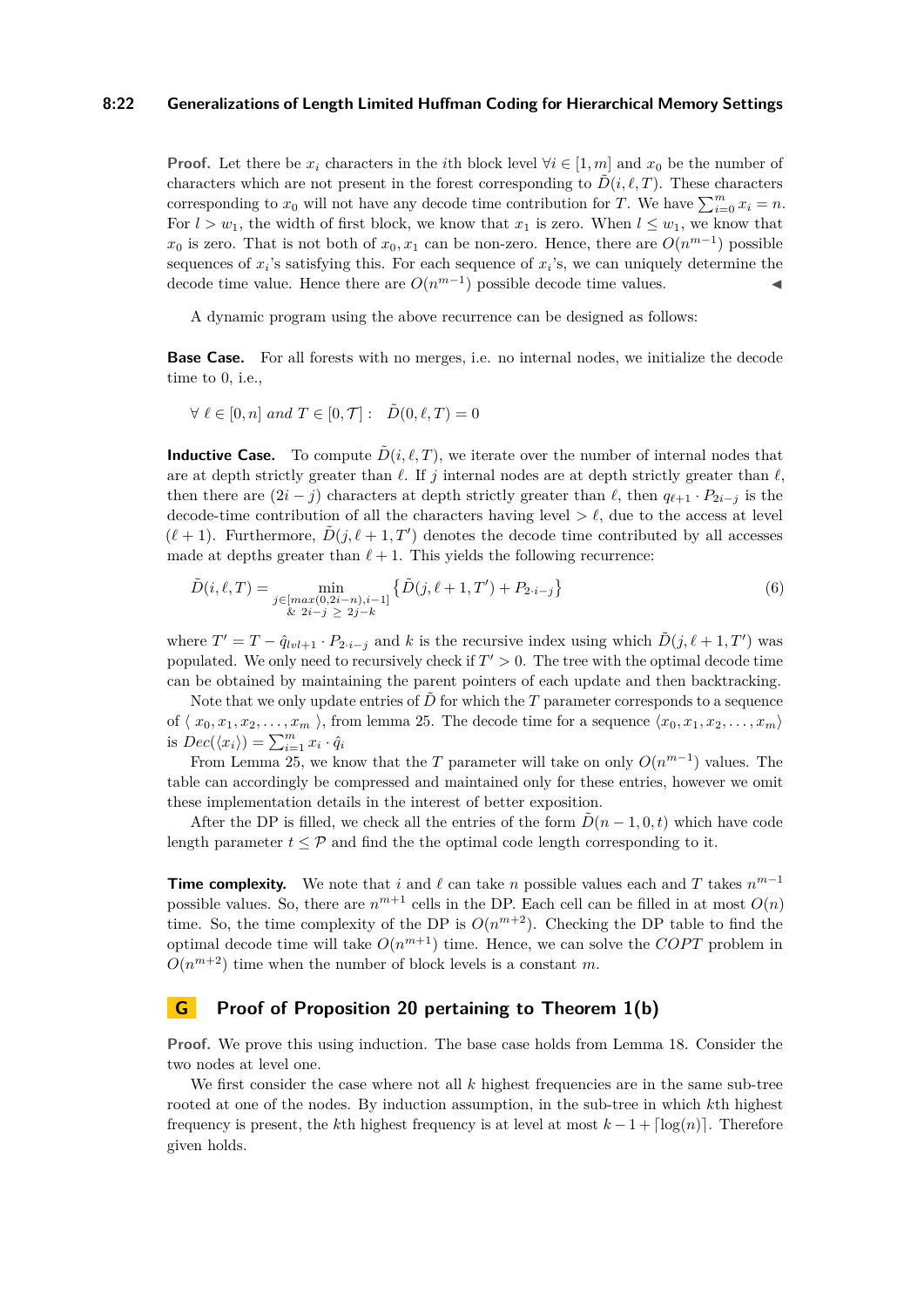**Proof.** Let there be $x_i$ characters in the $i$th block level $\forall i \in [1, m]$ and $x_0$ be the number of characters which are not present in the forest corresponding to $\tilde{D}(i, \ell, T)$. These characters corresponding to $x_0$ will not have any decode time contribution for $T$. We have $\sum_{i=0}^{m} x_i = n$. For $l > w_1$, the width of first block, we know that $x_1$ is zero. When $l \leq w_1$, we know that $x_0$ is zero. That is not both of $x_0, x_1$ can be non-zero. Hence, there are $O(n^{m-1})$ possible sequences of $x_i$'s satisfying this. For each sequence of $x_i$'s, we can uniquely determine the decode time value. Hence there are $O(n^{m-1})$ possible decode time values. ◀

A dynamic program using the above recurrence can be designed as follows:

**Base Case.** For all forests with no merges, i.e. no internal nodes, we initialize the decode time to 0, i.e.,

$$\forall \; \ell \in [0, n] \; and \; T \in [0, \mathcal{T}] : \quad \tilde{D}(0, \ell, T) = 0$$

**Inductive Case.** To compute $\tilde{D}(i, \ell, T)$, we iterate over the number of internal nodes that are at depth strictly greater than $\ell$. If $j$ internal nodes are at depth strictly greater than $\ell$, then there are $(2i - j)$ characters at depth strictly greater than $\ell$, then $q_{\ell+1} \cdot P_{2i-j}$ is the decode-time contribution of all the characters having level $> \ell$, due to the access at level $(\ell + 1)$. Furthermore, $\tilde{D}(j, \ell + 1, T')$ denotes the decode time contributed by all accesses made at depths greater than $\ell + 1$. This yields the following recurrence:

$$\tilde{D}(i, \ell, T) = \min_{\substack{j \in [max(0, 2i-n), i-1] \\ \& \; 2i-j \; \geq \; 2j-k}} \left\{ \tilde{D}(j, \ell + 1, T') + P_{2 \cdot i - j} \right\} \tag{6}$$

where $T' = T - \hat{q}_{lvl+1} \cdot P_{2 \cdot i - j}$ and $k$ is the recursive index using which $\tilde{D}(j, \ell + 1, T')$ was populated. We only need to recursively check if $T' > 0$. The tree with the optimal decode time can be obtained by maintaining the parent pointers of each update and then backtracking.

Note that we only update entries of $\tilde{D}$ for which the $T$ parameter corresponds to a sequence of $\langle \; x_0, x_1, x_2, \ldots, x_m \; \rangle$, from lemma 25. The decode time for a sequence $\langle x_0, x_1, x_2, \ldots, x_m \rangle$ is $Dec(\langle x_i \rangle) = \sum_{i=1}^{m} x_i \cdot \hat{q}_i$

From Lemma 25, we know that the $T$ parameter will take on only $O(n^{m-1})$ values. The table can accordingly be compressed and maintained only for these entries, however we omit these implementation details in the interest of better exposition.

After the DP is filled, we check all the entries of the form $\tilde{D}(n - 1, 0, t)$ which have code length parameter $t \leq \mathcal{P}$ and find the the optimal code length corresponding to it.

**Time complexity.** We note that $i$ and $\ell$ can take $n$ possible values each and $T$ takes $n^{m-1}$ possible values. So, there are $n^{m+1}$ cells in the DP. Each cell can be filled in at most $O(n)$ time. So, the time complexity of the DP is $O(n^{m+2})$. Checking the DP table to find the optimal decode time will take $O(n^{m+1})$ time. Hence, we can solve the $COPT$ problem in $O(n^{m+2})$ time when the number of block levels is a constant $m$.

## G Proof of Proposition 20 pertaining to Theorem 1(b)

**Proof.** We prove this using induction. The base case holds from Lemma 18. Consider the two nodes at level one.

We first consider the case where not all $k$ highest frequencies are in the same sub-tree rooted at one of the nodes. By induction assumption, in the sub-tree in which $k$th highest frequency is present, the $k$th highest frequency is at level at most $k - 1 + \lceil \log(n) \rceil$. Therefore given holds.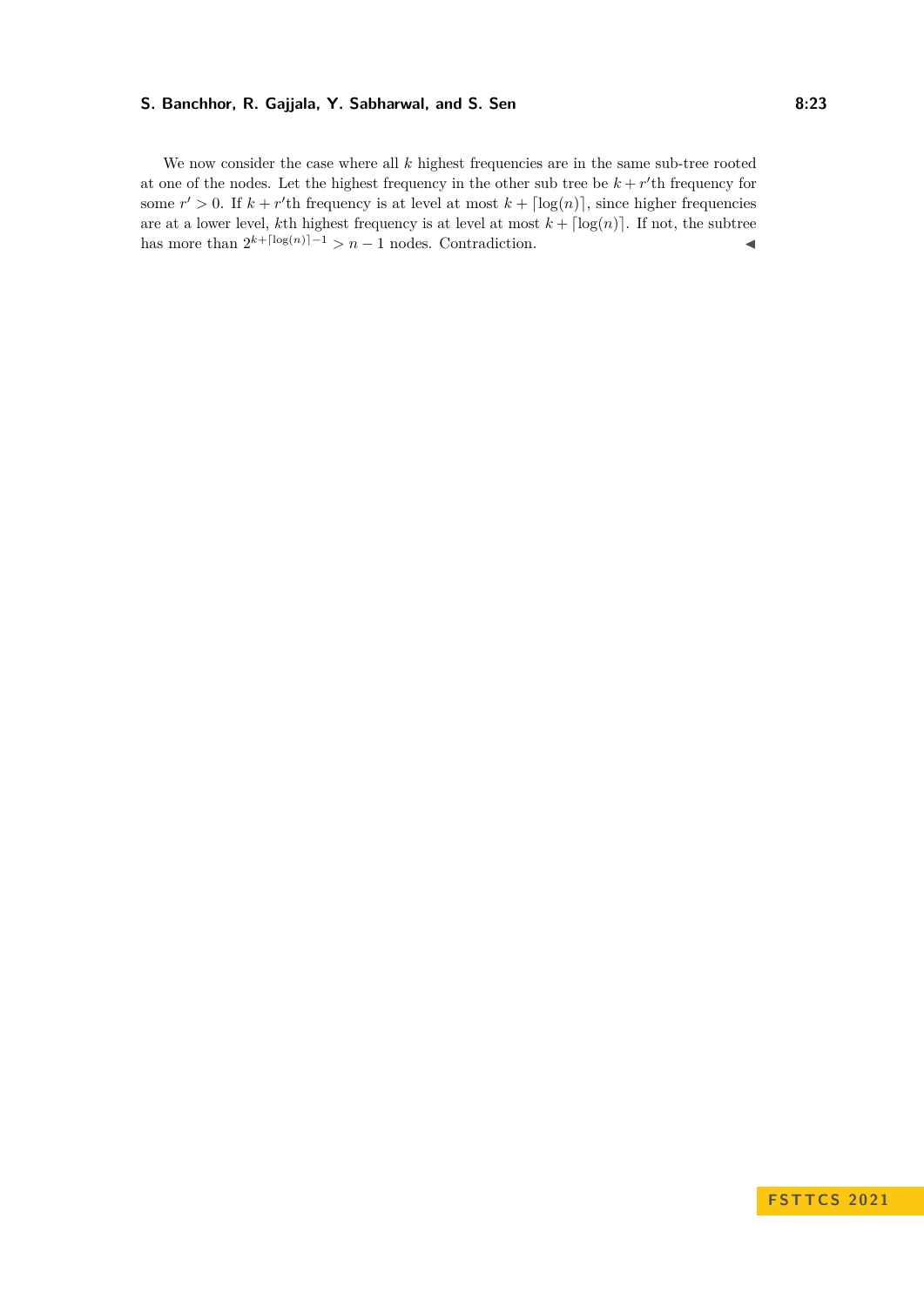We now consider the case where all $k$ highest frequencies are in the same sub-tree rooted at one of the nodes. Let the highest frequency in the other sub tree be $k + r'$th frequency for some $r' > 0$. If $k + r'$th frequency is at level at most $k + \lceil \log(n) \rceil$, since higher frequencies are at a lower level, $k$th highest frequency is at level at most $k + \lceil \log(n) \rceil$. If not, the subtree has more than $2^{k + \lceil \log(n) \rceil - 1} > n - 1$ nodes. Contradiction. ◀